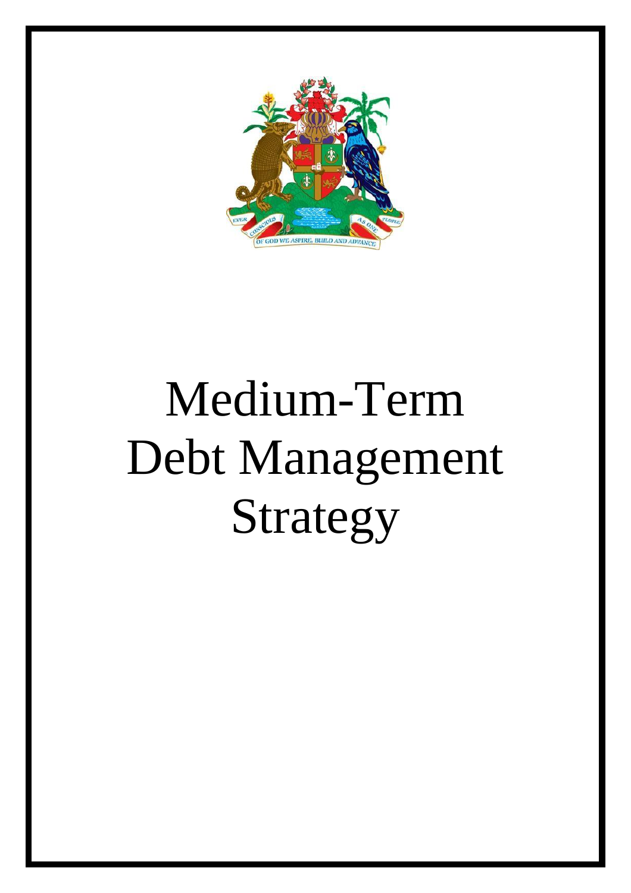# Medium-Term Debt Management Strategy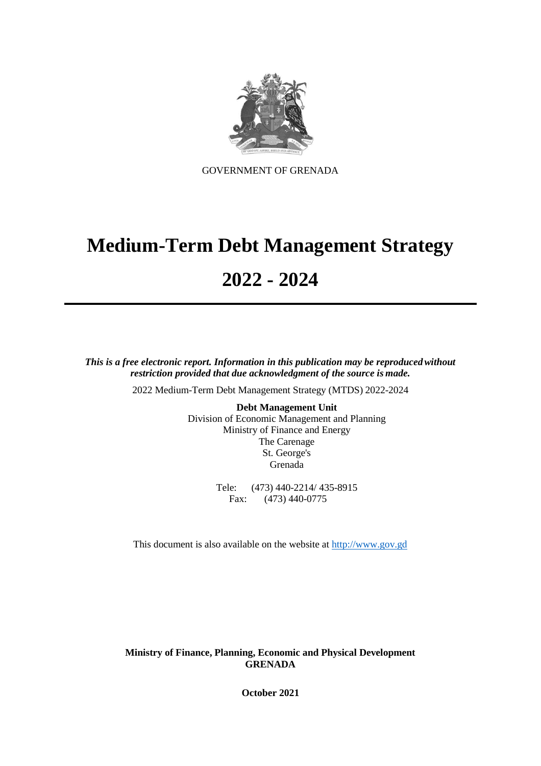GOVERNMENT OF GRENADA

# Medium-Term Debt Management Strategy

# 2022 - 2024

---

***This is a free electronic report. Information in this publication may be reproduced without restriction provided that due acknowledgment of the source is made.***

2022 Medium-Term Debt Management Strategy (MTDS) 2022-2024

**Debt Management Unit**
Division of Economic Management and Planning
Ministry of Finance and Energy
The Carenage
St. George's
Grenada

Tele: (473) 440-2214/ 435-8915
Fax: (473) 440-0775

This document is also available on the website at [http://www.gov.gd](http://www.gov.gd)

**Ministry of Finance, Planning, Economic and Physical Development**
**GRENADA**

**October 2021**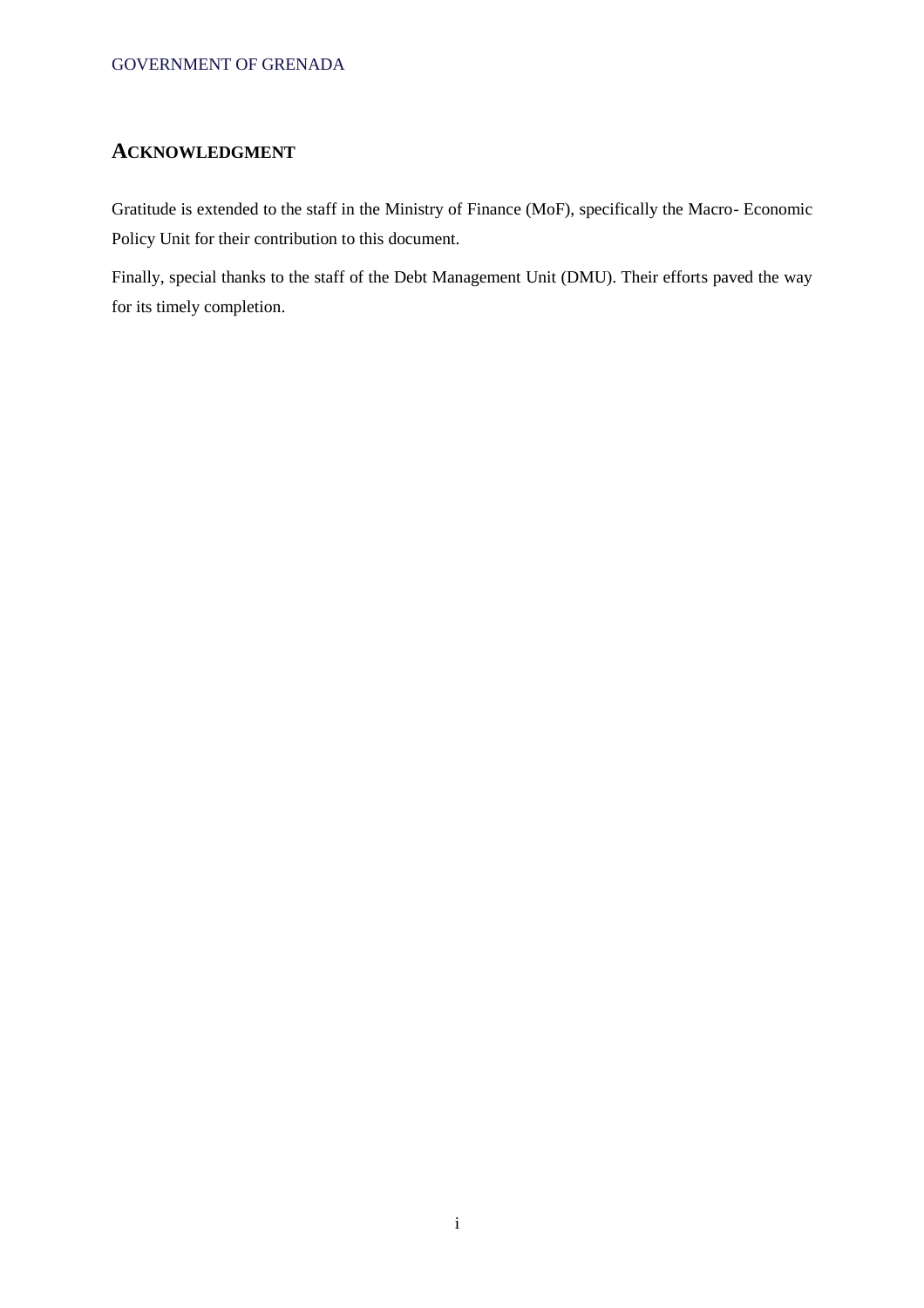## ACKNOWLEDGMENT

Gratitude is extended to the staff in the Ministry of Finance (MoF), specifically the Macro- Economic Policy Unit for their contribution to this document.

Finally, special thanks to the staff of the Debt Management Unit (DMU). Their efforts paved the way for its timely completion.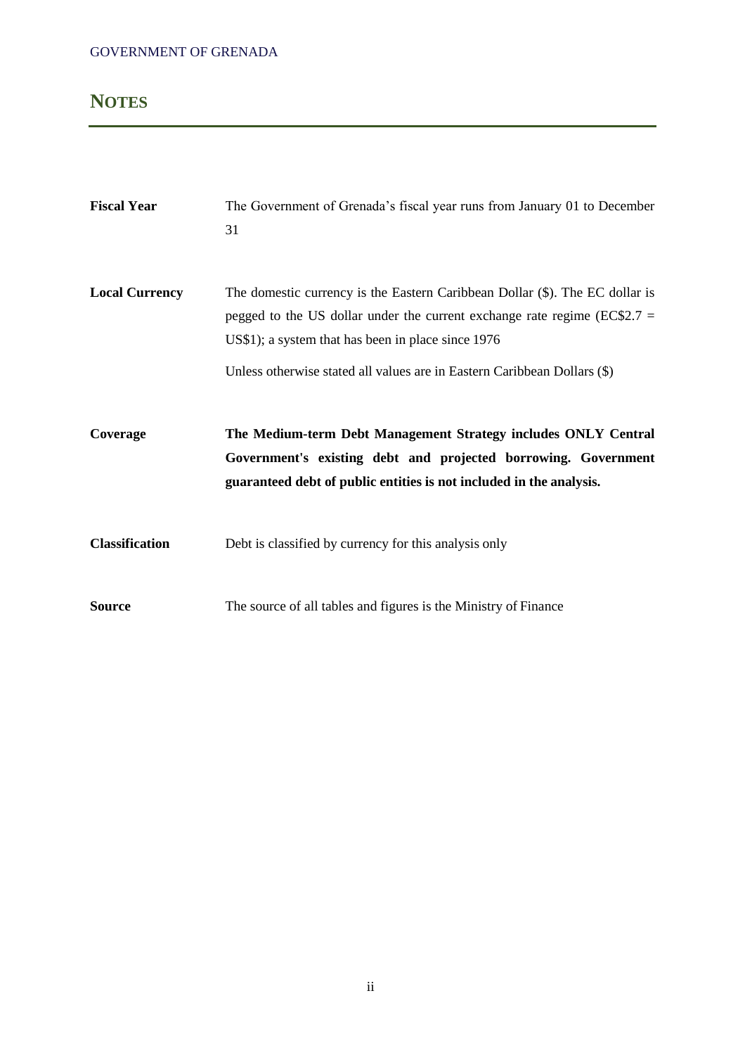# NOTES

**Fiscal Year** The Government of Grenada's fiscal year runs from January 01 to December 31

**Local Currency** The domestic currency is the Eastern Caribbean Dollar ($). The EC dollar is pegged to the US dollar under the current exchange rate regime (EC$2.7 = US$1); a system that has been in place since 1976

Unless otherwise stated all values are in Eastern Caribbean Dollars ($)

**Coverage** **The Medium-term Debt Management Strategy includes ONLY Central Government's existing debt and projected borrowing. Government guaranteed debt of public entities is not included in the analysis.**

**Classification** Debt is classified by currency for this analysis only

**Source** The source of all tables and figures is the Ministry of Finance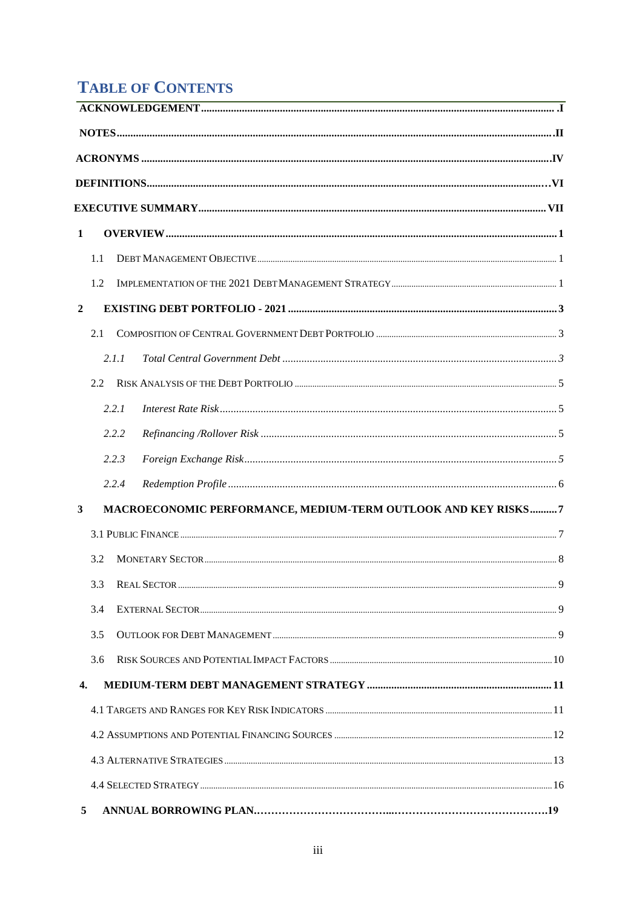# TABLE OF CONTENTS

**ACKNOWLEDGEMENT** .................................................................................................................................. I

**NOTES** .................................................................................................................................................. II

**ACRONYMS** .......................................................................................................................................... IV

**DEFINITIONS** ......................................................................................................................................... VI

**EXECUTIVE SUMMARY** ....................................................................................................................... VII

**1 OVERVIEW** ........................................................................................................................................... 1

1.1 DEBT MANAGEMENT OBJECTIVE ........................................................................................................ 1

1.2 IMPLEMENTATION OF THE 2021 DEBT MANAGEMENT STRATEGY ......................................................... 1

**2 EXISTING DEBT PORTFOLIO - 2021** ................................................................................................... 3

2.1 COMPOSITION OF CENTRAL GOVERNMENT DEBT PORTFOLIO ........................................................... 3

*2.1.1 Total Central Government Debt* ......................................................................................................... *3*

2.2 RISK ANALYSIS OF THE DEBT PORTFOLIO ........................................................................................ 5

*2.2.1 Interest Rate Risk* .............................................................................................................................. 5

*2.2.2 Refinancing /Rollover Risk* ................................................................................................................ 5

*2.2.3 Foreign Exchange Risk* ...................................................................................................................... *5*

*2.2.4 Redemption Profile* ........................................................................................................................... 6

**3 MACROECONOMIC PERFORMANCE, MEDIUM-TERM OUTLOOK AND KEY RISKS** .......... 7

3.1 PUBLIC FINANCE .................................................................................................................................. 7

3.2 MONETARY SECTOR ............................................................................................................................ 8

3.3 REAL SECTOR ..................................................................................................................................... 9

3.4 EXTERNAL SECTOR .............................................................................................................................. 9

3.5 OUTLOOK FOR DEBT MANAGEMENT .................................................................................................... 9

3.6 RISK SOURCES AND POTENTIAL IMPACT FACTORS ............................................................................ 10

**4. MEDIUM-TERM DEBT MANAGEMENT STRATEGY** ......................................................................... 11

4.1 TARGETS AND RANGES FOR KEY RISK INDICATORS .......................................................................... 11

4.2 ASSUMPTIONS AND POTENTIAL FINANCING SOURCES ........................................................................ 12

4.3 ALTERNATIVE STRATEGIES ................................................................................................................ 13

4.4 SELECTED STRATEGY ........................................................................................................................ 16

**5 ANNUAL BORROWING PLAN**.……………………………...……………………………………..19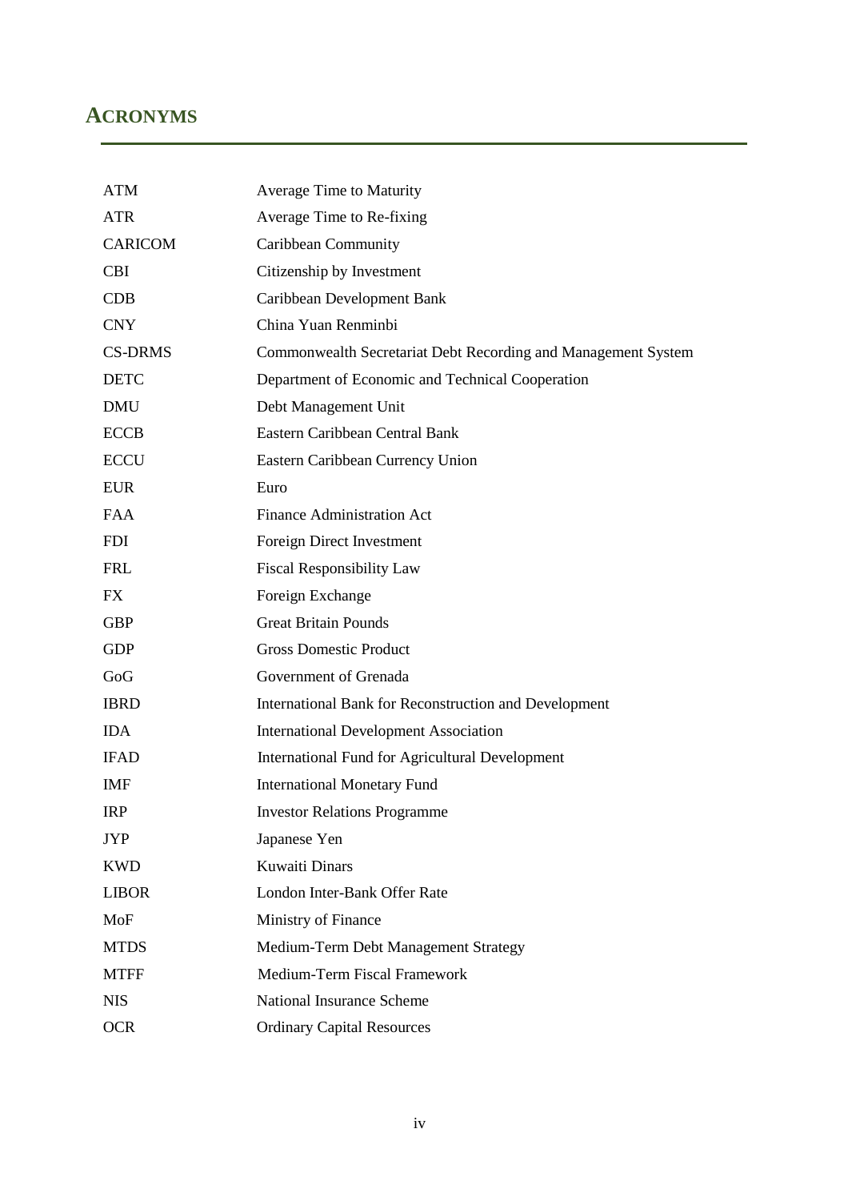## ACRONYMS

| | |
|---|---|
| ATM | Average Time to Maturity |
| ATR | Average Time to Re-fixing |
| CARICOM | Caribbean Community |
| CBI | Citizenship by Investment |
| CDB | Caribbean Development Bank |
| CNY | China Yuan Renminbi |
| CS-DRMS | Commonwealth Secretariat Debt Recording and Management System |
| DETC | Department of Economic and Technical Cooperation |
| DMU | Debt Management Unit |
| ECCB | Eastern Caribbean Central Bank |
| ECCU | Eastern Caribbean Currency Union |
| EUR | Euro |
| FAA | Finance Administration Act |
| FDI | Foreign Direct Investment |
| FRL | Fiscal Responsibility Law |
| FX | Foreign Exchange |
| GBP | Great Britain Pounds |
| GDP | Gross Domestic Product |
| GoG | Government of Grenada |
| IBRD | International Bank for Reconstruction and Development |
| IDA | International Development Association |
| IFAD | International Fund for Agricultural Development |
| IMF | International Monetary Fund |
| IRP | Investor Relations Programme |
| JYP | Japanese Yen |
| KWD | Kuwaiti Dinars |
| LIBOR | London Inter-Bank Offer Rate |
| MoF | Ministry of Finance |
| MTDS | Medium-Term Debt Management Strategy |
| MTFF | Medium-Term Fiscal Framework |
| NIS | National Insurance Scheme |
| OCR | Ordinary Capital Resources |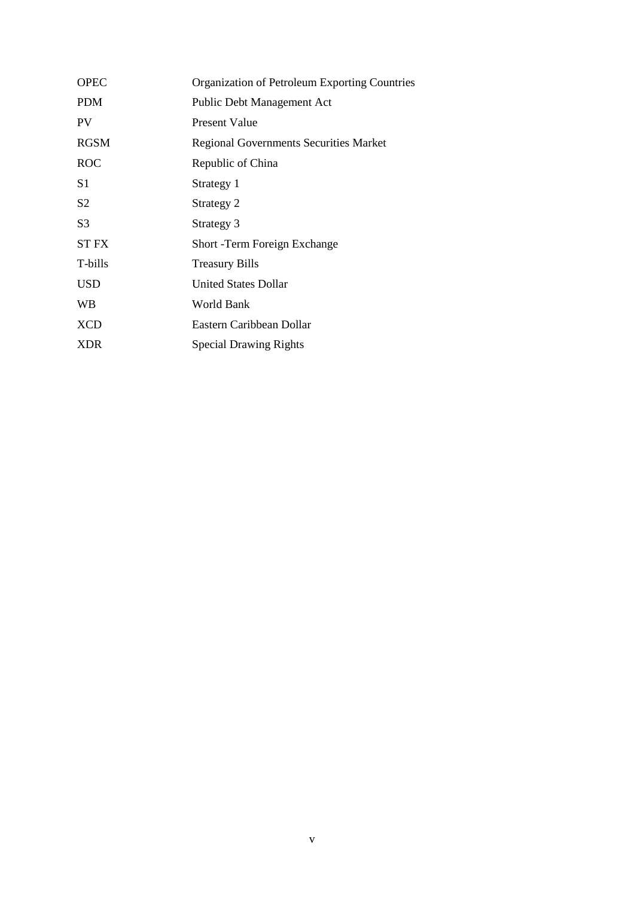| | |
|---|---|
| OPEC | Organization of Petroleum Exporting Countries |
| PDM | Public Debt Management Act |
| PV | Present Value |
| RGSM | Regional Governments Securities Market |
| ROC | Republic of China |
| S1 | Strategy 1 |
| S2 | Strategy 2 |
| S3 | Strategy 3 |
| ST FX | Short -Term Foreign Exchange |
| T-bills | Treasury Bills |
| USD | United States Dollar |
| WB | World Bank |
| XCD | Eastern Caribbean Dollar |
| XDR | Special Drawing Rights |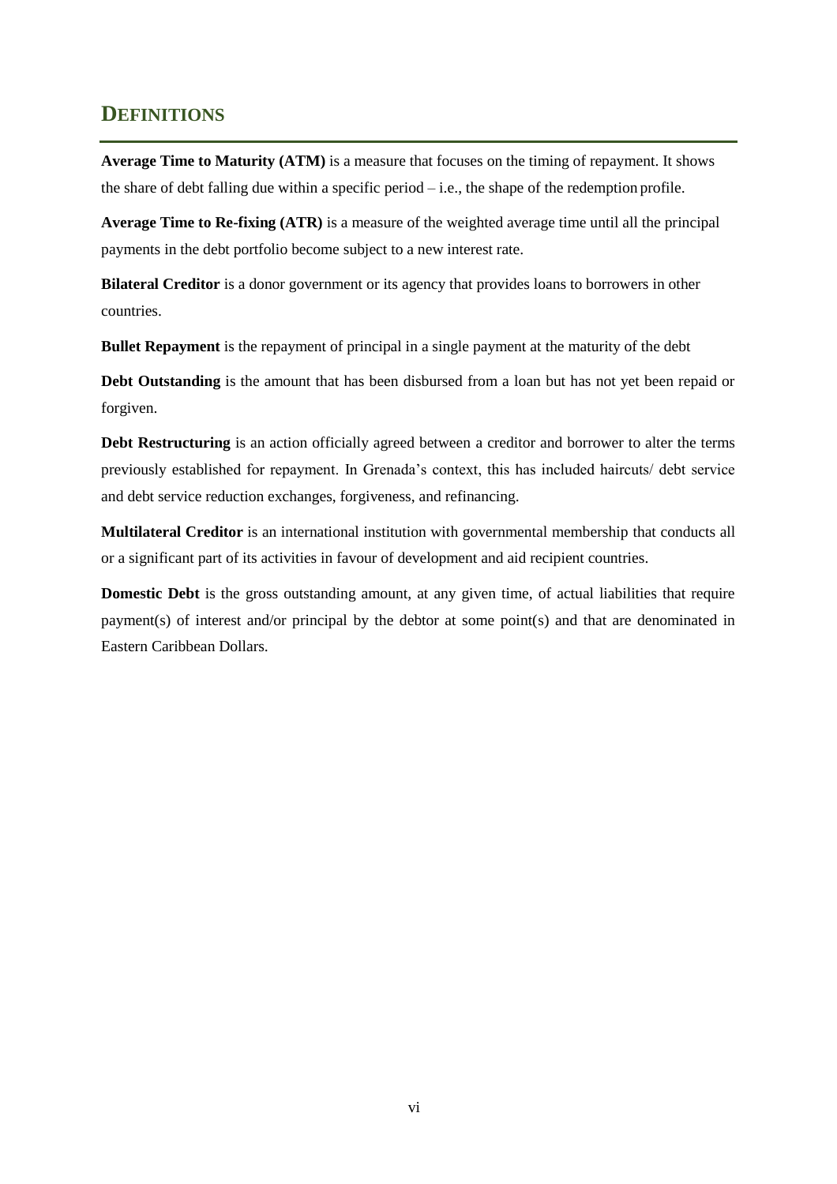# DEFINITIONS

**Average Time to Maturity (ATM)** is a measure that focuses on the timing of repayment. It shows the share of debt falling due within a specific period – i.e., the shape of the redemption profile.

**Average Time to Re-fixing (ATR)** is a measure of the weighted average time until all the principal payments in the debt portfolio become subject to a new interest rate.

**Bilateral Creditor** is a donor government or its agency that provides loans to borrowers in other countries.

**Bullet Repayment** is the repayment of principal in a single payment at the maturity of the debt

**Debt Outstanding** is the amount that has been disbursed from a loan but has not yet been repaid or forgiven.

**Debt Restructuring** is an action officially agreed between a creditor and borrower to alter the terms previously established for repayment. In Grenada's context, this has included haircuts/ debt service and debt service reduction exchanges, forgiveness, and refinancing.

**Multilateral Creditor** is an international institution with governmental membership that conducts all or a significant part of its activities in favour of development and aid recipient countries.

**Domestic Debt** is the gross outstanding amount, at any given time, of actual liabilities that require payment(s) of interest and/or principal by the debtor at some point(s) and that are denominated in Eastern Caribbean Dollars.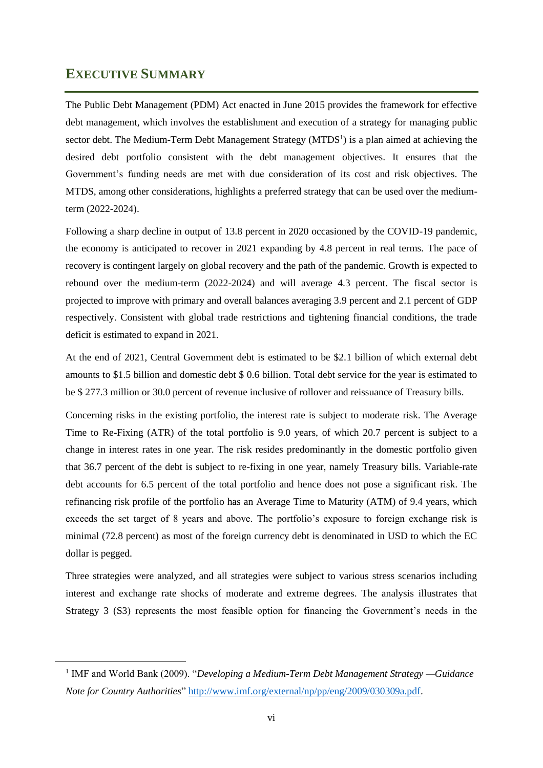# EXECUTIVE SUMMARY

The Public Debt Management (PDM) Act enacted in June 2015 provides the framework for effective debt management, which involves the establishment and execution of a strategy for managing public sector debt. The Medium-Term Debt Management Strategy (MTDS[1]) is a plan aimed at achieving the desired debt portfolio consistent with the debt management objectives. It ensures that the Government's funding needs are met with due consideration of its cost and risk objectives. The MTDS, among other considerations, highlights a preferred strategy that can be used over the medium-term (2022-2024).

Following a sharp decline in output of 13.8 percent in 2020 occasioned by the COVID-19 pandemic, the economy is anticipated to recover in 2021 expanding by 4.8 percent in real terms. The pace of recovery is contingent largely on global recovery and the path of the pandemic. Growth is expected to rebound over the medium-term (2022-2024) and will average 4.3 percent. The fiscal sector is projected to improve with primary and overall balances averaging 3.9 percent and 2.1 percent of GDP respectively. Consistent with global trade restrictions and tightening financial conditions, the trade deficit is estimated to expand in 2021.

At the end of 2021, Central Government debt is estimated to be $2.1 billion of which external debt amounts to $1.5 billion and domestic debt $ 0.6 billion. Total debt service for the year is estimated to be $ 277.3 million or 30.0 percent of revenue inclusive of rollover and reissuance of Treasury bills.

Concerning risks in the existing portfolio, the interest rate is subject to moderate risk. The Average Time to Re-Fixing (ATR) of the total portfolio is 9.0 years, of which 20.7 percent is subject to a change in interest rates in one year. The risk resides predominantly in the domestic portfolio given that 36.7 percent of the debt is subject to re-fixing in one year, namely Treasury bills. Variable-rate debt accounts for 6.5 percent of the total portfolio and hence does not pose a significant risk. The refinancing risk profile of the portfolio has an Average Time to Maturity (ATM) of 9.4 years, which exceeds the set target of 8 years and above. The portfolio's exposure to foreign exchange risk is minimal (72.8 percent) as most of the foreign currency debt is denominated in USD to which the EC dollar is pegged.

Three strategies were analyzed, and all strategies were subject to various stress scenarios including interest and exchange rate shocks of moderate and extreme degrees. The analysis illustrates that Strategy 3 (S3) represents the most feasible option for financing the Government's needs in the

[1] IMF and World Bank (2009). "*Developing a Medium-Term Debt Management Strategy —Guidance Note for Country Authorities*" http://www.imf.org/external/np/pp/eng/2009/030309a.pdf.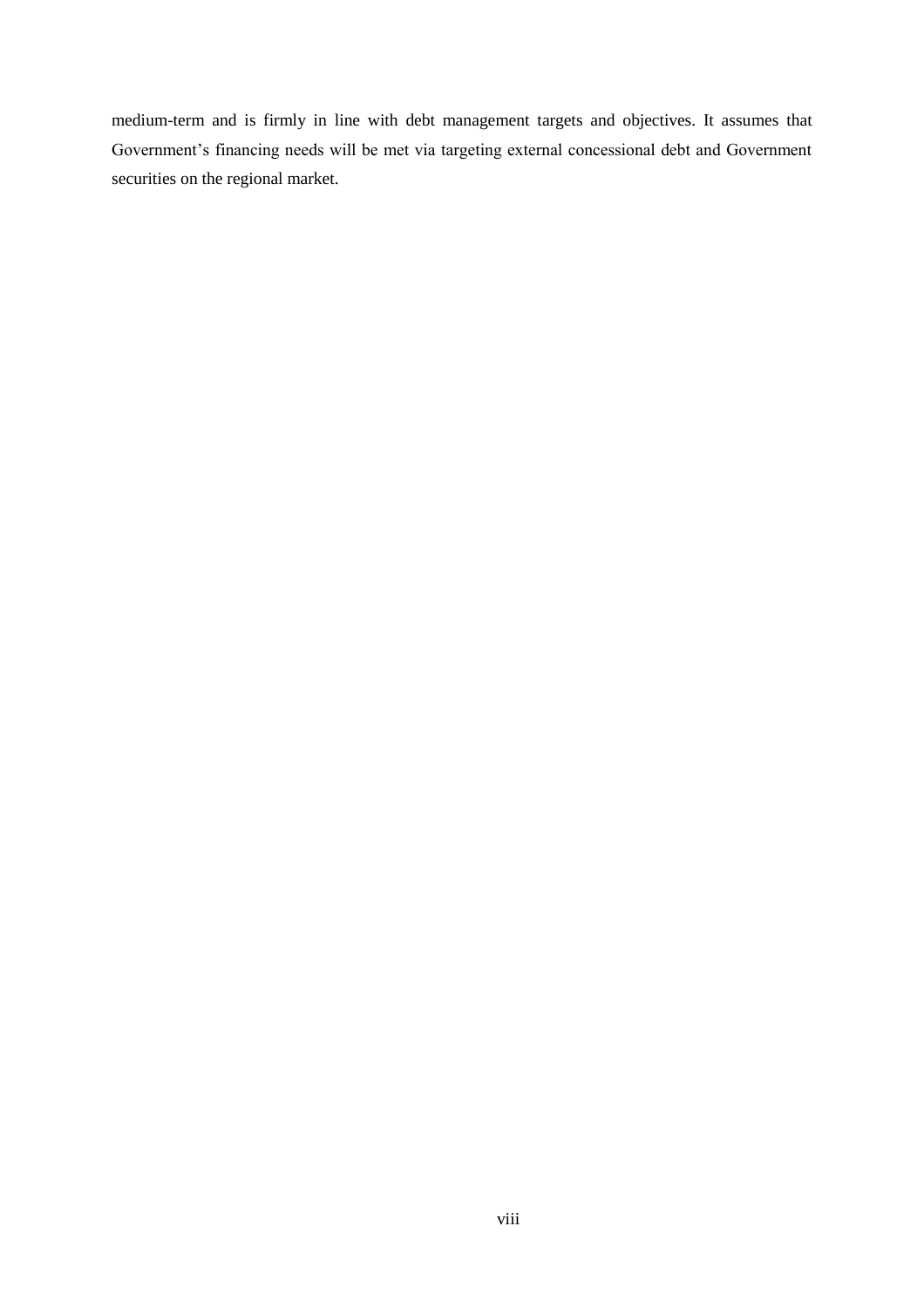medium-term and is firmly in line with debt management targets and objectives. It assumes that Government's financing needs will be met via targeting external concessional debt and Government securities on the regional market.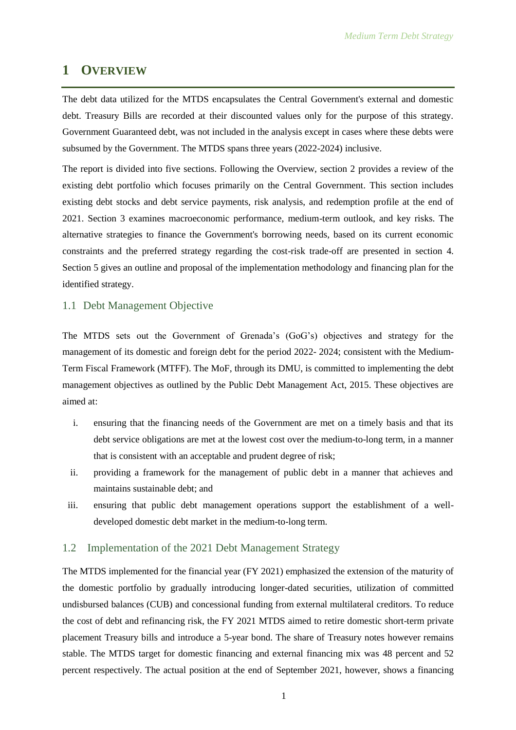# 1 OVERVIEW

The debt data utilized for the MTDS encapsulates the Central Government's external and domestic debt. Treasury Bills are recorded at their discounted values only for the purpose of this strategy. Government Guaranteed debt, was not included in the analysis except in cases where these debts were subsumed by the Government. The MTDS spans three years (2022-2024) inclusive.

The report is divided into five sections. Following the Overview, section 2 provides a review of the existing debt portfolio which focuses primarily on the Central Government. This section includes existing debt stocks and debt service payments, risk analysis, and redemption profile at the end of 2021. Section 3 examines macroeconomic performance, medium-term outlook, and key risks. The alternative strategies to finance the Government's borrowing needs, based on its current economic constraints and the preferred strategy regarding the cost-risk trade-off are presented in section 4. Section 5 gives an outline and proposal of the implementation methodology and financing plan for the identified strategy.

## 1.1 Debt Management Objective

The MTDS sets out the Government of Grenada's (GoG's) objectives and strategy for the management of its domestic and foreign debt for the period 2022- 2024; consistent with the Medium-Term Fiscal Framework (MTFF). The MoF, through its DMU, is committed to implementing the debt management objectives as outlined by the Public Debt Management Act, 2015. These objectives are aimed at:

i. ensuring that the financing needs of the Government are met on a timely basis and that its debt service obligations are met at the lowest cost over the medium-to-long term, in a manner that is consistent with an acceptable and prudent degree of risk;
ii. providing a framework for the management of public debt in a manner that achieves and maintains sustainable debt; and
iii. ensuring that public debt management operations support the establishment of a well-developed domestic debt market in the medium-to-long term.

## 1.2 Implementation of the 2021 Debt Management Strategy

The MTDS implemented for the financial year (FY 2021) emphasized the extension of the maturity of the domestic portfolio by gradually introducing longer-dated securities, utilization of committed undisbursed balances (CUB) and concessional funding from external multilateral creditors. To reduce the cost of debt and refinancing risk, the FY 2021 MTDS aimed to retire domestic short-term private placement Treasury bills and introduce a 5-year bond. The share of Treasury notes however remains stable. The MTDS target for domestic financing and external financing mix was 48 percent and 52 percent respectively. The actual position at the end of September 2021, however, shows a financing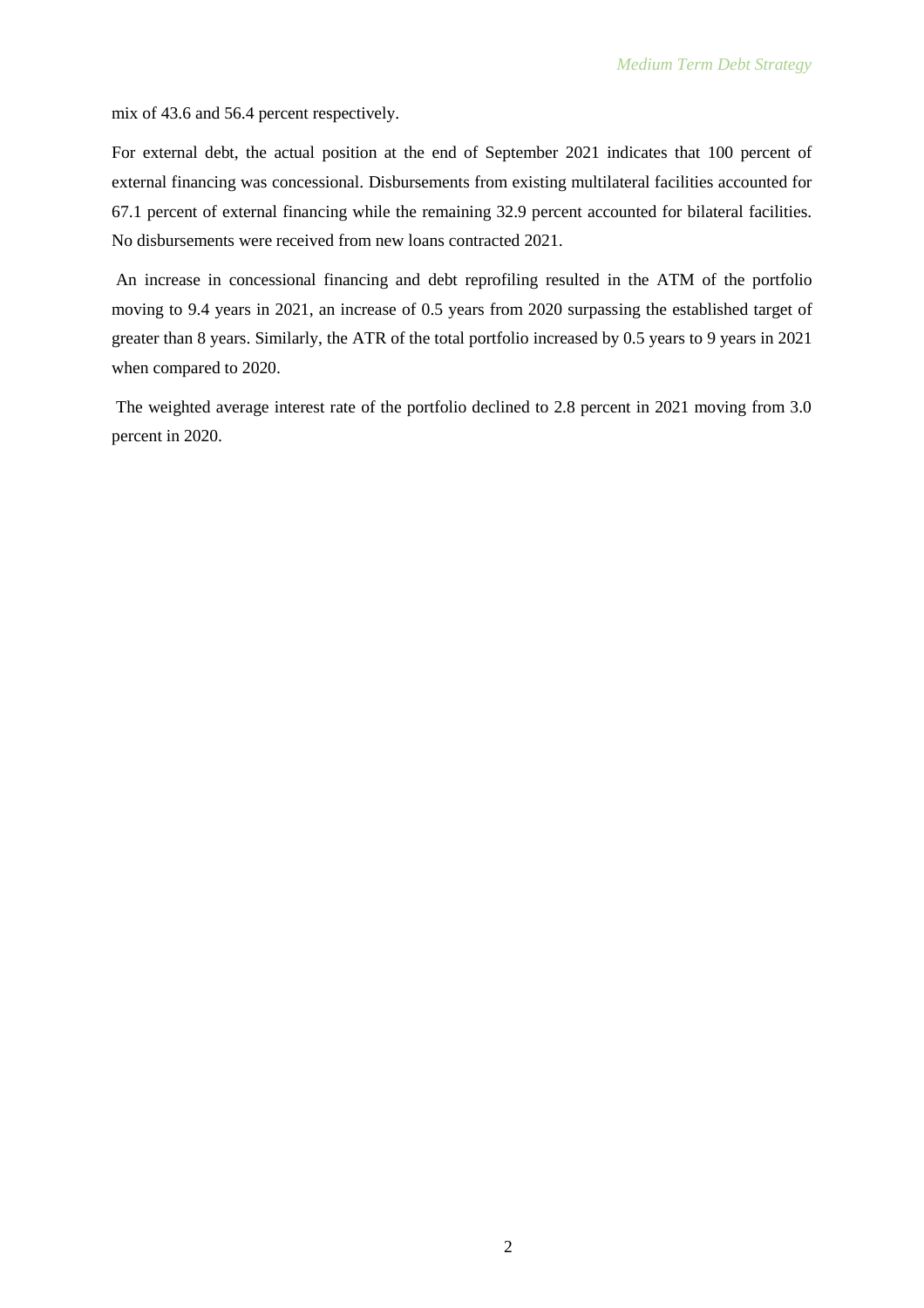mix of 43.6 and 56.4 percent respectively.

For external debt, the actual position at the end of September 2021 indicates that 100 percent of external financing was concessional. Disbursements from existing multilateral facilities accounted for 67.1 percent of external financing while the remaining 32.9 percent accounted for bilateral facilities. No disbursements were received from new loans contracted 2021.

An increase in concessional financing and debt reprofiling resulted in the ATM of the portfolio moving to 9.4 years in 2021, an increase of 0.5 years from 2020 surpassing the established target of greater than 8 years. Similarly, the ATR of the total portfolio increased by 0.5 years to 9 years in 2021 when compared to 2020.

The weighted average interest rate of the portfolio declined to 2.8 percent in 2021 moving from 3.0 percent in 2020.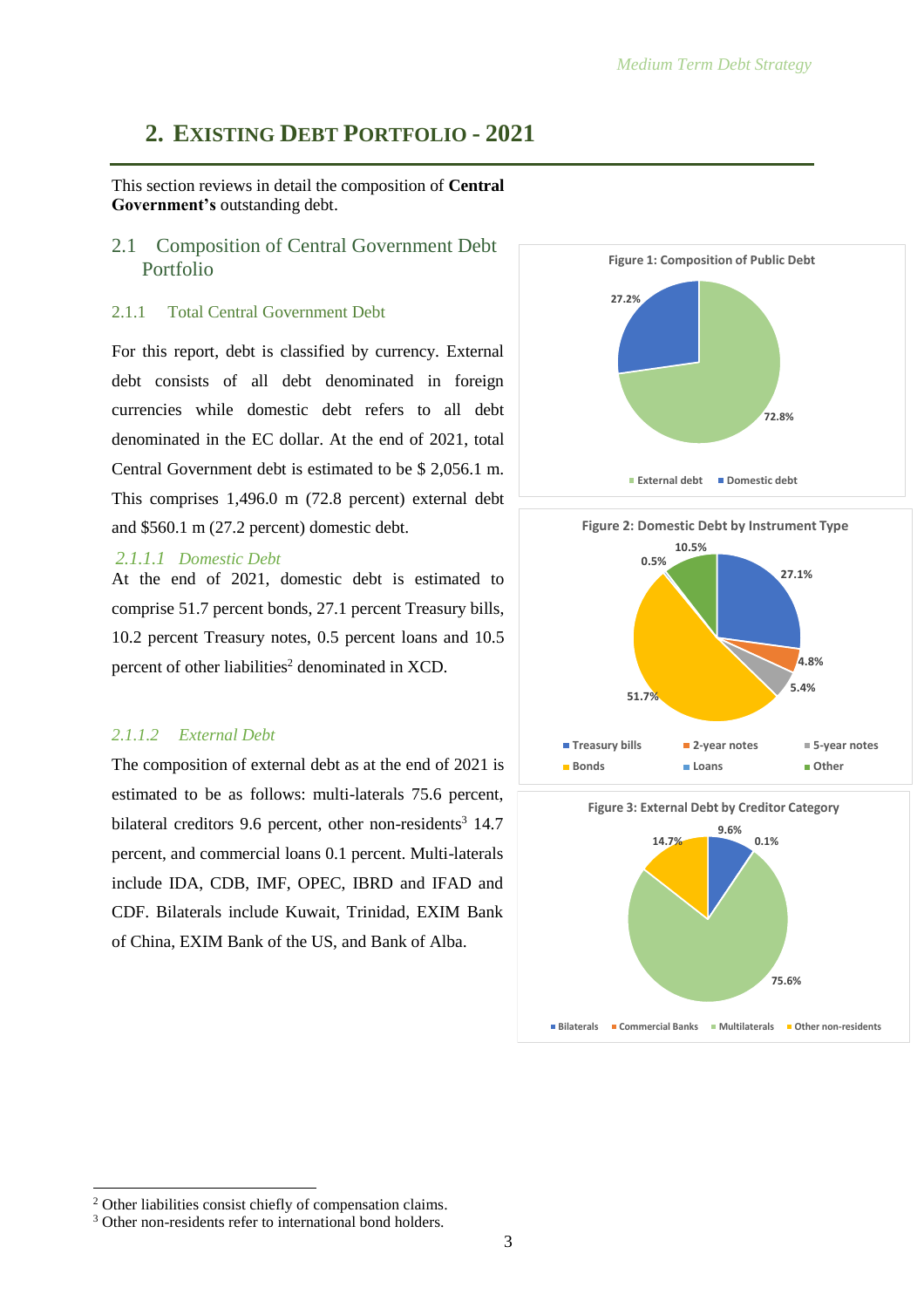# 2. EXISTING DEBT PORTFOLIO - 2021

This section reviews in detail the composition of **Central Government's** outstanding debt.

## 2.1 Composition of Central Government Debt Portfolio

### 2.1.1 Total Central Government Debt

For this report, debt is classified by currency. External debt consists of all debt denominated in foreign currencies while domestic debt refers to all debt denominated in the EC dollar. At the end of 2021, total Central Government debt is estimated to be $ 2,056.1 m. This comprises 1,496.0 m (72.8 percent) external debt and $560.1 m (27.2 percent) domestic debt.

#### *2.1.1.1 Domestic Debt*

At the end of 2021, domestic debt is estimated to comprise 51.7 percent bonds, 27.1 percent Treasury bills, 10.2 percent Treasury notes, 0.5 percent loans and 10.5 percent of other liabilities[2] denominated in XCD.

#### *2.1.1.2 External Debt*

The composition of external debt as at the end of 2021 is estimated to be as follows: multi-laterals 75.6 percent, bilateral creditors 9.6 percent, other non-residents[3] 14.7 percent, and commercial loans 0.1 percent. Multi-laterals include IDA, CDB, IMF, OPEC, IBRD and IFAD and CDF. Bilaterals include Kuwait, Trinidad, EXIM Bank of China, EXIM Bank of the US, and Bank of Alba.

**Figure 1: Composition of Public Debt**

| Category | Share |
|---|---|
| External debt | 72.8% |
| Domestic debt | 27.2% |

**Figure 2: Domestic Debt by Instrument Type**

| Instrument | Share |
|---|---|
| Treasury bills | 27.1% |
| 2-year notes | 4.8% |
| 5-year notes | 5.4% |
| Bonds | 51.7% |
| Loans | 0.5% |
| Other | 10.5% |

**Figure 3: External Debt by Creditor Category**

| Creditor | Share |
|---|---|
| Bilaterals | 9.6% |
| Commercial Banks | 0.1% |
| Multilaterals | 75.6% |
| Other non-residents | 14.7% |

[2] Other liabilities consist chiefly of compensation claims.

[3] Other non-residents refer to international bond holders.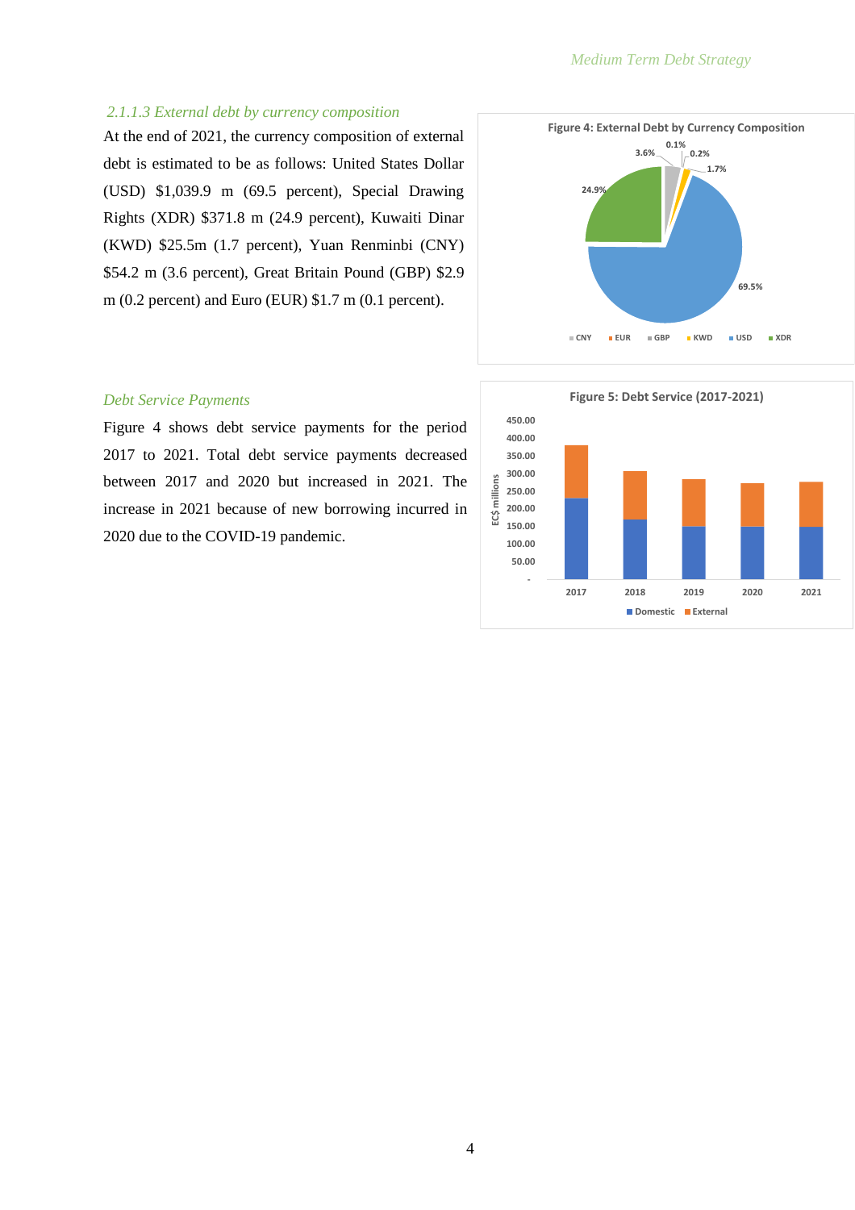*2.1.1.3 External debt by currency composition*

At the end of 2021, the currency composition of external debt is estimated to be as follows: United States Dollar (USD) $1,039.9 m (69.5 percent), Special Drawing Rights (XDR) $371.8 m (24.9 percent), Kuwaiti Dinar (KWD) $25.5m (1.7 percent), Yuan Renminbi (CNY) $54.2 m (3.6 percent), Great Britain Pound (GBP) $2.9 m (0.2 percent) and Euro (EUR) $1.7 m (0.1 percent).

**Figure 4: External Debt by Currency Composition**

*Debt Service Payments*

Figure 4 shows debt service payments for the period 2017 to 2021. Total debt service payments decreased between 2017 and 2020 but increased in 2021. The increase in 2021 because of new borrowing incurred in 2020 due to the COVID-19 pandemic.

**Figure 5: Debt Service (2017-2021)**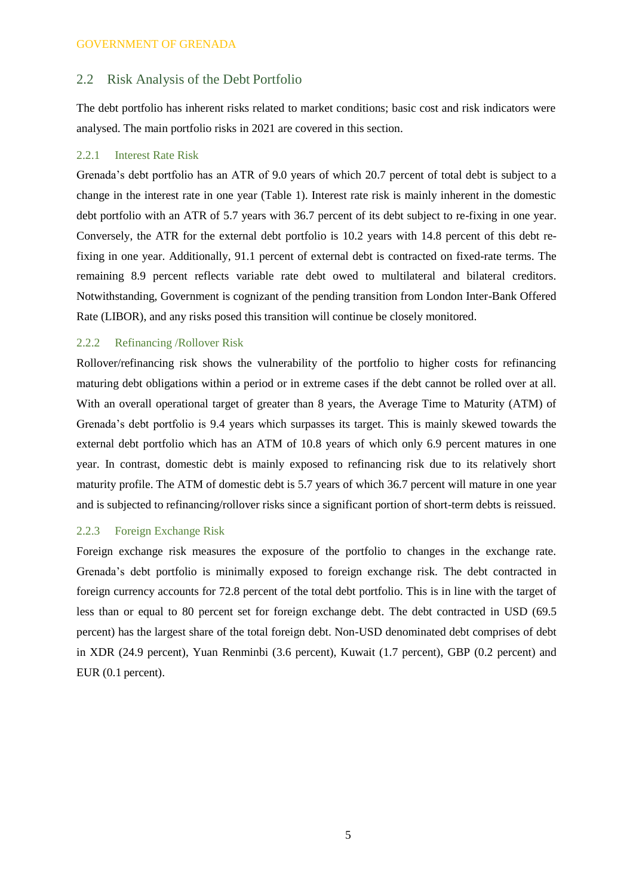## 2.2 Risk Analysis of the Debt Portfolio

The debt portfolio has inherent risks related to market conditions; basic cost and risk indicators were analysed. The main portfolio risks in 2021 are covered in this section.

### 2.2.1 Interest Rate Risk

Grenada's debt portfolio has an ATR of 9.0 years of which 20.7 percent of total debt is subject to a change in the interest rate in one year (Table 1). Interest rate risk is mainly inherent in the domestic debt portfolio with an ATR of 5.7 years with 36.7 percent of its debt subject to re-fixing in one year. Conversely, the ATR for the external debt portfolio is 10.2 years with 14.8 percent of this debt re-fixing in one year. Additionally, 91.1 percent of external debt is contracted on fixed-rate terms. The remaining 8.9 percent reflects variable rate debt owed to multilateral and bilateral creditors. Notwithstanding, Government is cognizant of the pending transition from London Inter-Bank Offered Rate (LIBOR), and any risks posed this transition will continue be closely monitored.

### 2.2.2 Refinancing /Rollover Risk

Rollover/refinancing risk shows the vulnerability of the portfolio to higher costs for refinancing maturing debt obligations within a period or in extreme cases if the debt cannot be rolled over at all. With an overall operational target of greater than 8 years, the Average Time to Maturity (ATM) of Grenada's debt portfolio is 9.4 years which surpasses its target. This is mainly skewed towards the external debt portfolio which has an ATM of 10.8 years of which only 6.9 percent matures in one year. In contrast, domestic debt is mainly exposed to refinancing risk due to its relatively short maturity profile. The ATM of domestic debt is 5.7 years of which 36.7 percent will mature in one year and is subjected to refinancing/rollover risks since a significant portion of short-term debts is reissued.

### 2.2.3 Foreign Exchange Risk

Foreign exchange risk measures the exposure of the portfolio to changes in the exchange rate. Grenada's debt portfolio is minimally exposed to foreign exchange risk. The debt contracted in foreign currency accounts for 72.8 percent of the total debt portfolio. This is in line with the target of less than or equal to 80 percent set for foreign exchange debt. The debt contracted in USD (69.5 percent) has the largest share of the total foreign debt. Non-USD denominated debt comprises of debt in XDR (24.9 percent), Yuan Renminbi (3.6 percent), Kuwait (1.7 percent), GBP (0.2 percent) and EUR (0.1 percent).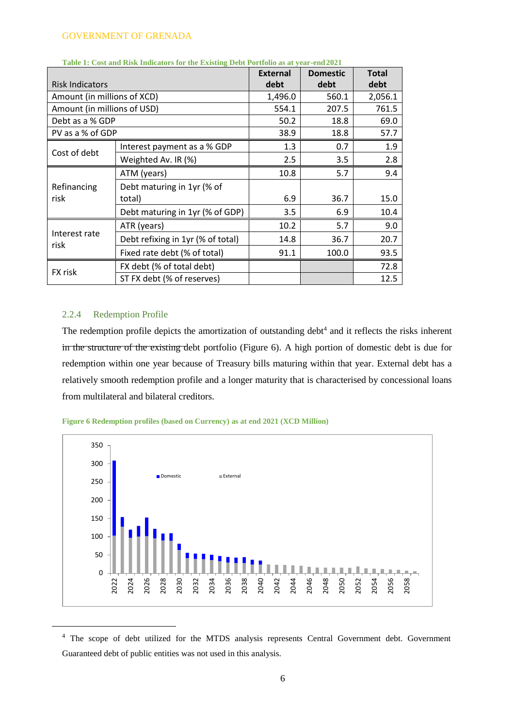Table 1: Cost and Risk Indicators for the Existing Debt Portfolio as at year-end 2021

| Risk Indicators | | External debt | Domestic debt | Total debt |
|---|---|---|---|---|
| Amount (in millions of XCD) | | 1,496.0 | 560.1 | 2,056.1 |
| Amount (in millions of USD) | | 554.1 | 207.5 | 761.5 |
| Debt as a % GDP | | 50.2 | 18.8 | 69.0 |
| PV as a % of GDP | | 38.9 | 18.8 | 57.7 |
| Cost of debt | Interest payment as a % GDP | 1.3 | 0.7 | 1.9 |
| | Weighted Av. IR (%) | 2.5 | 3.5 | 2.8 |
| Refinancing risk | ATM (years) | 10.8 | 5.7 | 9.4 |
| | Debt maturing in 1yr (% of total) | 6.9 | 36.7 | 15.0 |
| | Debt maturing in 1yr (% of GDP) | 3.5 | 6.9 | 10.4 |
| Interest rate risk | ATR (years) | 10.2 | 5.7 | 9.0 |
| | Debt refixing in 1yr (% of total) | 14.8 | 36.7 | 20.7 |
| | Fixed rate debt (% of total) | 91.1 | 100.0 | 93.5 |
| FX risk | FX debt (% of total debt) | | | 72.8 |
| | ST FX debt (% of reserves) | | | 12.5 |

### 2.2.4 Redemption Profile

The redemption profile depicts the amortization of outstanding debt[4] and it reflects the risks inherent in the structure of the existing debt portfolio (Figure 6). A high portion of domestic debt is due for redemption within one year because of Treasury bills maturing within that year. External debt has a relatively smooth redemption profile and a longer maturity that is characterised by concessional loans from multilateral and bilateral creditors.

Figure 6 Redemption profiles (based on Currency) as at end 2021 (XCD Million)

[4] The scope of debt utilized for the MTDS analysis represents Central Government debt. Government Guaranteed debt of public entities was not used in this analysis.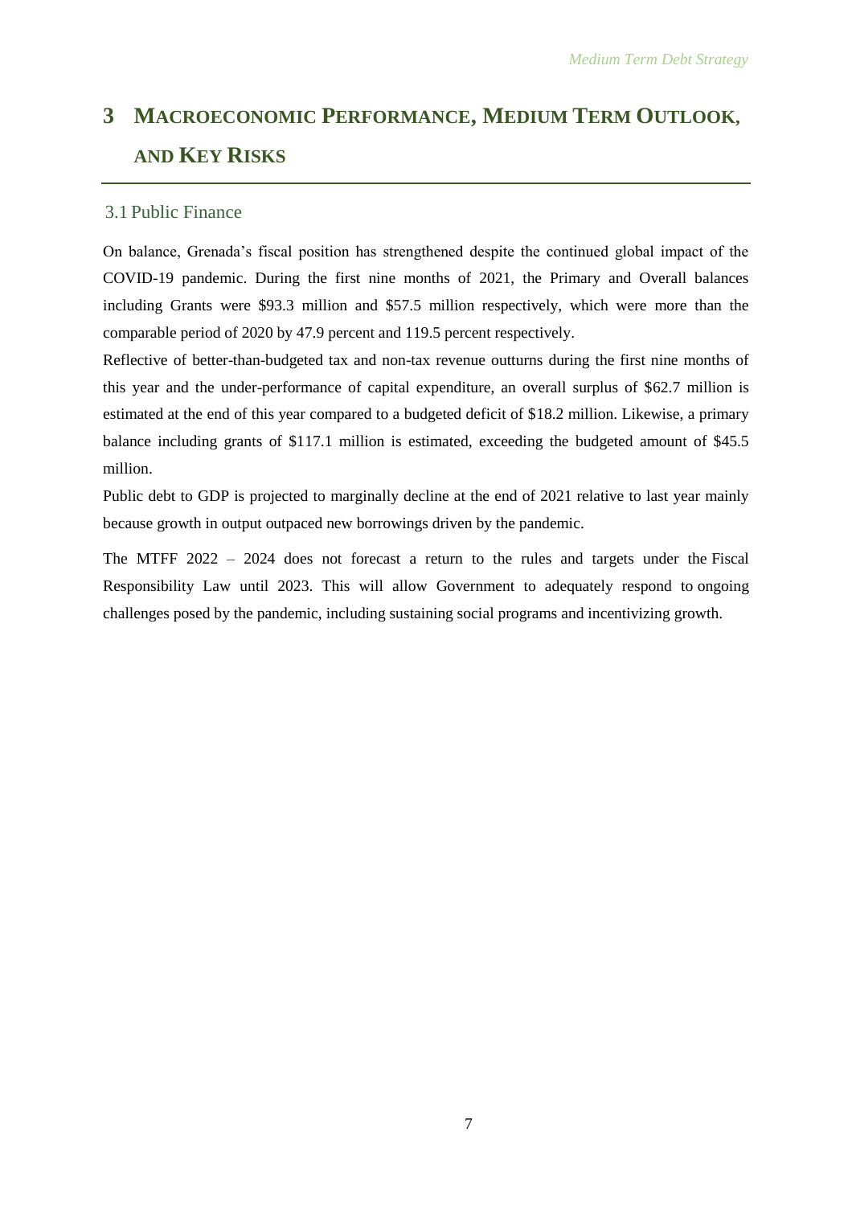# 3 MACROECONOMIC PERFORMANCE, MEDIUM TERM OUTLOOK, AND KEY RISKS

## 3.1 Public Finance

On balance, Grenada's fiscal position has strengthened despite the continued global impact of the COVID-19 pandemic. During the first nine months of 2021, the Primary and Overall balances including Grants were $93.3 million and $57.5 million respectively, which were more than the comparable period of 2020 by 47.9 percent and 119.5 percent respectively.

Reflective of better-than-budgeted tax and non-tax revenue outturns during the first nine months of this year and the under-performance of capital expenditure, an overall surplus of $62.7 million is estimated at the end of this year compared to a budgeted deficit of $18.2 million. Likewise, a primary balance including grants of $117.1 million is estimated, exceeding the budgeted amount of $45.5 million.

Public debt to GDP is projected to marginally decline at the end of 2021 relative to last year mainly because growth in output outpaced new borrowings driven by the pandemic.

The MTFF 2022 – 2024 does not forecast a return to the rules and targets under the Fiscal Responsibility Law until 2023. This will allow Government to adequately respond to ongoing challenges posed by the pandemic, including sustaining social programs and incentivizing growth.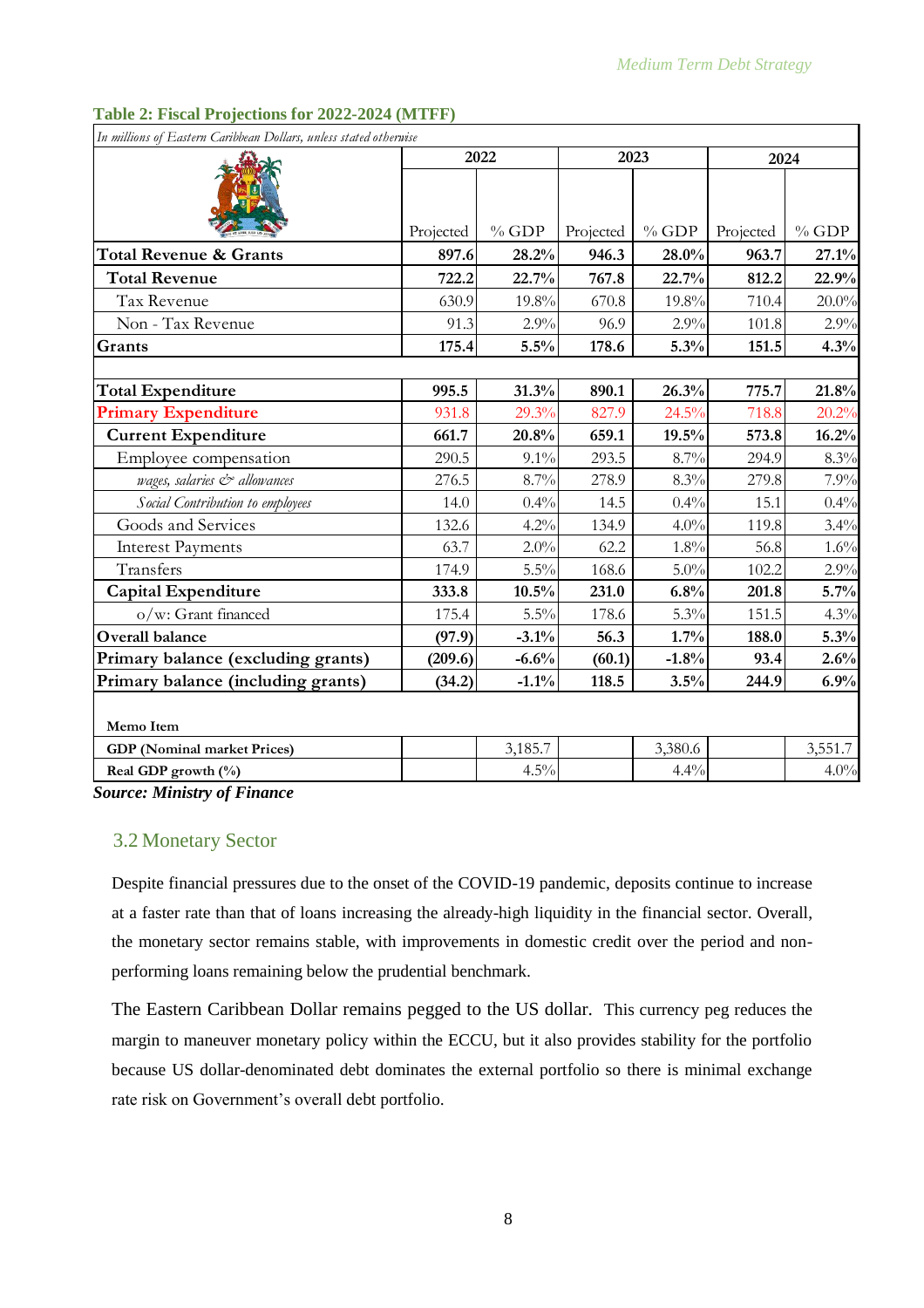**Table 2: Fiscal Projections for 2022-2024 (MTFF)**

*In millions of Eastern Caribbean Dollars, unless stated otherwise*

| | 2022 | | 2023 | | 2024 | |
|---|---|---|---|---|---|---|
| | Projected | % GDP | Projected | % GDP | Projected | % GDP |
| **Total Revenue & Grants** | **897.6** | **28.2%** | **946.3** | **28.0%** | **963.7** | **27.1%** |
| **Total Revenue** | **722.2** | **22.7%** | **767.8** | **22.7%** | **812.2** | **22.9%** |
| Tax Revenue | 630.9 | 19.8% | 670.8 | 19.8% | 710.4 | 20.0% |
| Non - Tax Revenue | 91.3 | 2.9% | 96.9 | 2.9% | 101.8 | 2.9% |
| **Grants** | **175.4** | **5.5%** | **178.6** | **5.3%** | **151.5** | **4.3%** |
| | | | | | | |
| **Total Expenditure** | **995.5** | **31.3%** | **890.1** | **26.3%** | **775.7** | **21.8%** |
| Primary Expenditure | 931.8 | 29.3% | 827.9 | 24.5% | 718.8 | 20.2% |
| **Current Expenditure** | **661.7** | **20.8%** | **659.1** | **19.5%** | **573.8** | **16.2%** |
| Employee compensation | 290.5 | 9.1% | 293.5 | 8.7% | 294.9 | 8.3% |
| *wages, salaries & allowances* | 276.5 | 8.7% | 278.9 | 8.3% | 279.8 | 7.9% |
| *Social Contribution to employees* | 14.0 | 0.4% | 14.5 | 0.4% | 15.1 | 0.4% |
| Goods and Services | 132.6 | 4.2% | 134.9 | 4.0% | 119.8 | 3.4% |
| Interest Payments | 63.7 | 2.0% | 62.2 | 1.8% | 56.8 | 1.6% |
| Transfers | 174.9 | 5.5% | 168.6 | 5.0% | 102.2 | 2.9% |
| **Capital Expenditure** | **333.8** | **10.5%** | **231.0** | **6.8%** | **201.8** | **5.7%** |
| o/w: Grant financed | 175.4 | 5.5% | 178.6 | 5.3% | 151.5 | 4.3% |
| **Overall balance** | **(97.9)** | **-3.1%** | **56.3** | **1.7%** | **188.0** | **5.3%** |
| **Primary balance (excluding grants)** | **(209.6)** | **-6.6%** | **(60.1)** | **-1.8%** | **93.4** | **2.6%** |
| **Primary balance (including grants)** | **(34.2)** | **-1.1%** | **118.5** | **3.5%** | **244.9** | **6.9%** |
| | | | | | | |
| **Memo Item** | | | | | | |
| **GDP (Nominal market Prices)** | | 3,185.7 | | 3,380.6 | | 3,551.7 |
| **Real GDP growth (%)** | | 4.5% | | 4.4% | | 4.0% |

***Source: Ministry of Finance***

## 3.2 Monetary Sector

Despite financial pressures due to the onset of the COVID-19 pandemic, deposits continue to increase at a faster rate than that of loans increasing the already-high liquidity in the financial sector. Overall, the monetary sector remains stable, with improvements in domestic credit over the period and non-performing loans remaining below the prudential benchmark.

The Eastern Caribbean Dollar remains pegged to the US dollar. This currency peg reduces the margin to maneuver monetary policy within the ECCU, but it also provides stability for the portfolio because US dollar-denominated debt dominates the external portfolio so there is minimal exchange rate risk on Government's overall debt portfolio.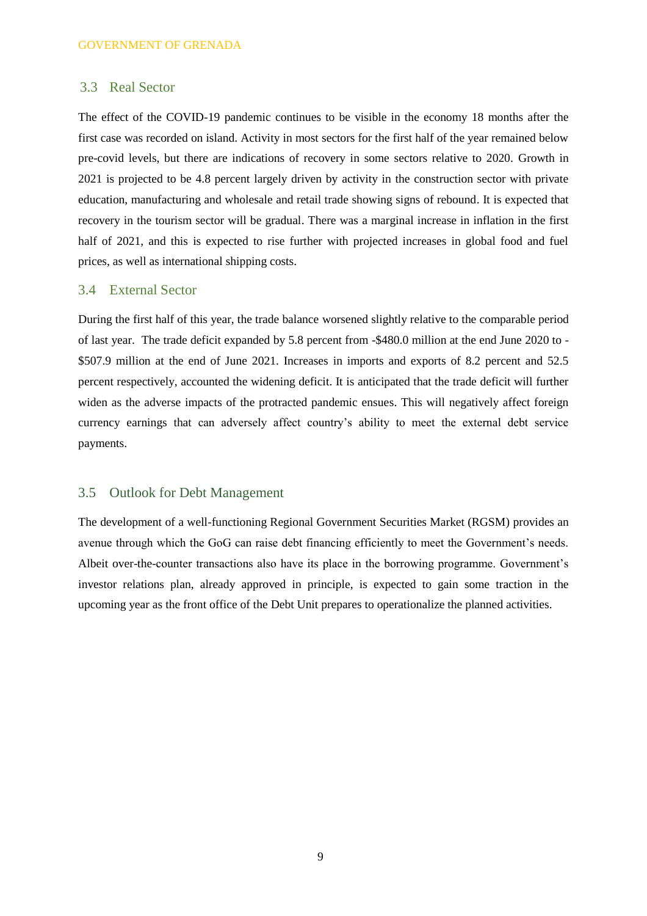## 3.3 Real Sector

The effect of the COVID-19 pandemic continues to be visible in the economy 18 months after the first case was recorded on island. Activity in most sectors for the first half of the year remained below pre-covid levels, but there are indications of recovery in some sectors relative to 2020. Growth in 2021 is projected to be 4.8 percent largely driven by activity in the construction sector with private education, manufacturing and wholesale and retail trade showing signs of rebound. It is expected that recovery in the tourism sector will be gradual. There was a marginal increase in inflation in the first half of 2021, and this is expected to rise further with projected increases in global food and fuel prices, as well as international shipping costs.

## 3.4 External Sector

During the first half of this year, the trade balance worsened slightly relative to the comparable period of last year. The trade deficit expanded by 5.8 percent from -$480.0 million at the end June 2020 to -$507.9 million at the end of June 2021. Increases in imports and exports of 8.2 percent and 52.5 percent respectively, accounted the widening deficit. It is anticipated that the trade deficit will further widen as the adverse impacts of the protracted pandemic ensues. This will negatively affect foreign currency earnings that can adversely affect country's ability to meet the external debt service payments.

## 3.5 Outlook for Debt Management

The development of a well-functioning Regional Government Securities Market (RGSM) provides an avenue through which the GoG can raise debt financing efficiently to meet the Government's needs. Albeit over-the-counter transactions also have its place in the borrowing programme. Government's investor relations plan, already approved in principle, is expected to gain some traction in the upcoming year as the front office of the Debt Unit prepares to operationalize the planned activities.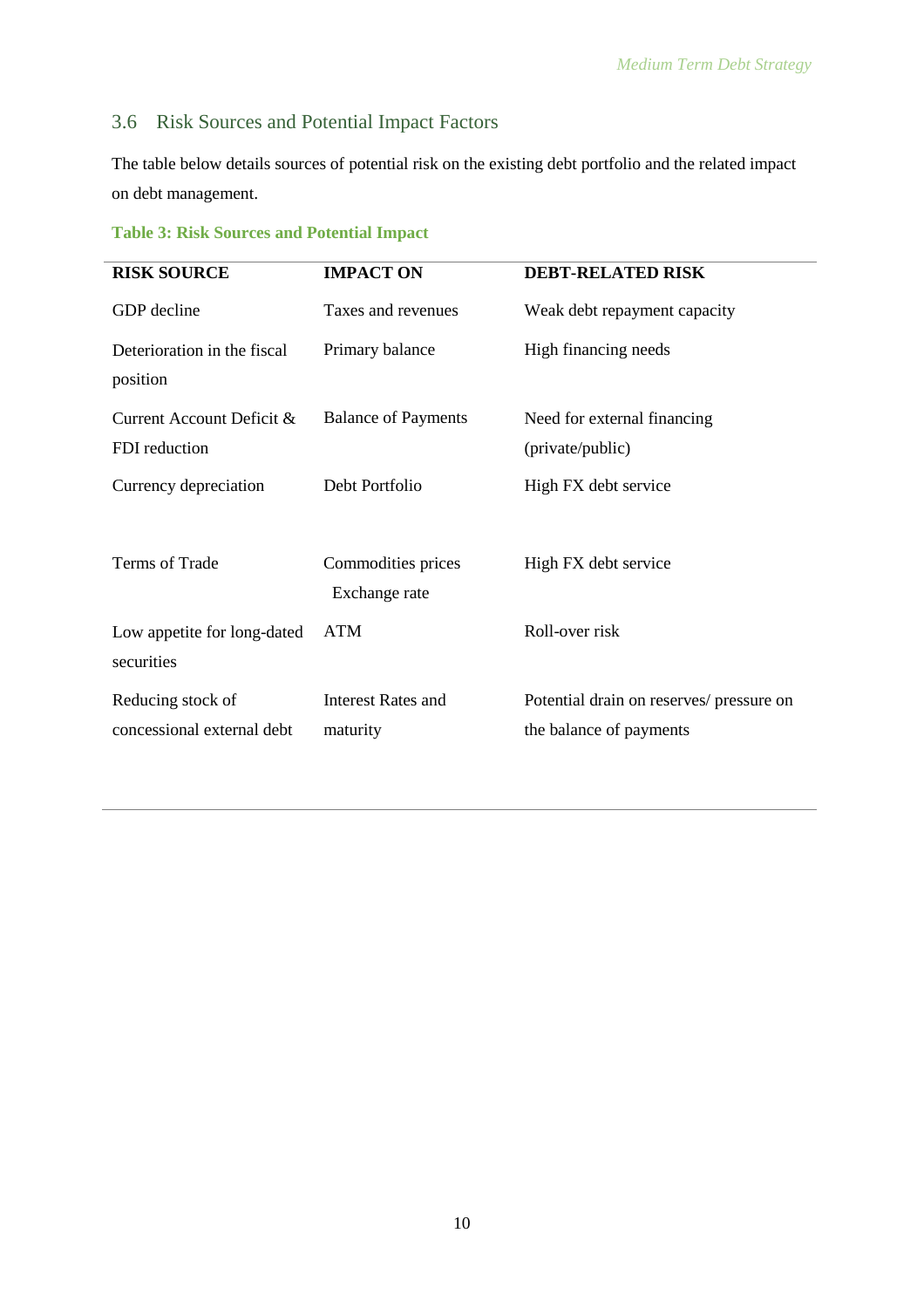## 3.6 Risk Sources and Potential Impact Factors

The table below details sources of potential risk on the existing debt portfolio and the related impact on debt management.

**Table 3: Risk Sources and Potential Impact**

| RISK SOURCE | IMPACT ON | DEBT-RELATED RISK |
|---|---|---|
| GDP decline | Taxes and revenues | Weak debt repayment capacity |
| Deterioration in the fiscal position | Primary balance | High financing needs |
| Current Account Deficit & FDI reduction | Balance of Payments | Need for external financing (private/public) |
| Currency depreciation | Debt Portfolio | High FX debt service |
| Terms of Trade | Commodities prices Exchange rate | High FX debt service |
| Low appetite for long-dated securities | ATM | Roll-over risk |
| Reducing stock of concessional external debt | Interest Rates and maturity | Potential drain on reserves/ pressure on the balance of payments |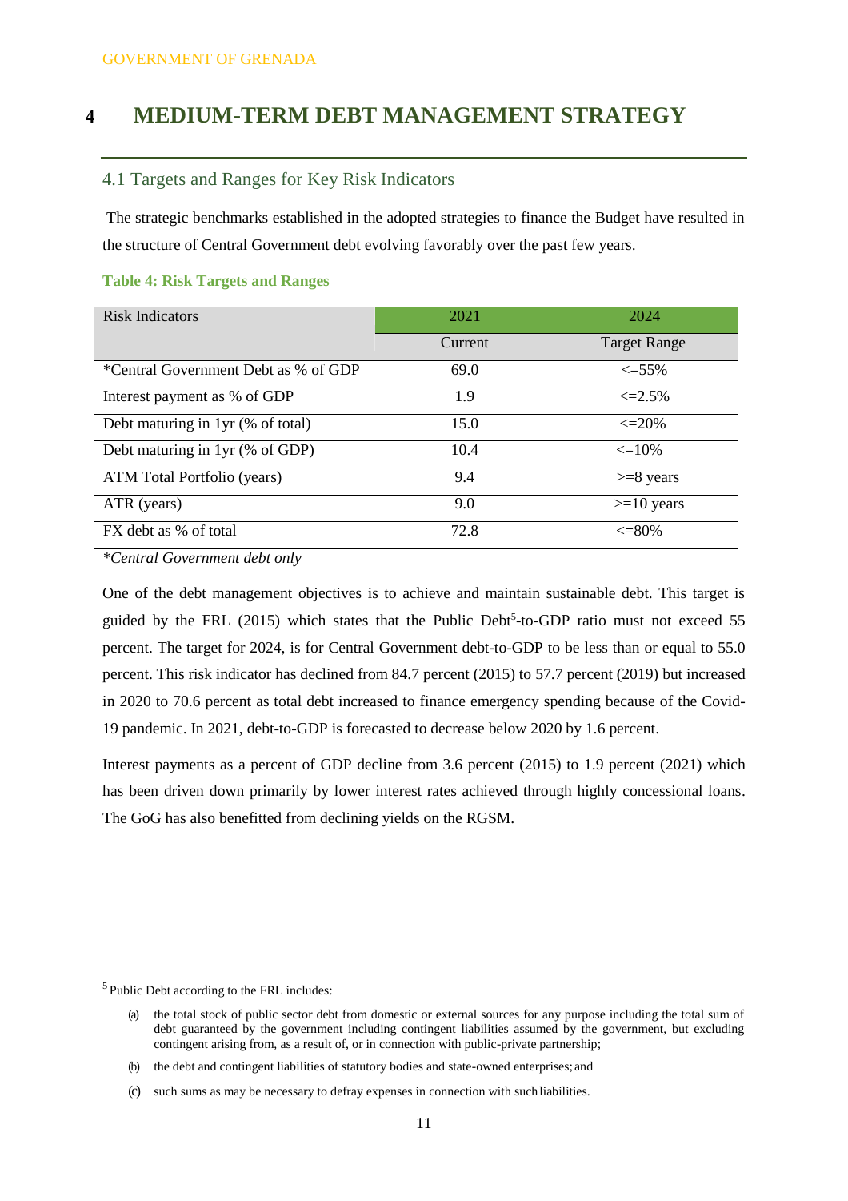# 4 MEDIUM-TERM DEBT MANAGEMENT STRATEGY

## 4.1 Targets and Ranges for Key Risk Indicators

The strategic benchmarks established in the adopted strategies to finance the Budget have resulted in the structure of Central Government debt evolving favorably over the past few years.

**Table 4: Risk Targets and Ranges**

| Risk Indicators | 2021 | 2024 |
|---|---|---|
| | Current | Target Range |
| *Central Government Debt as % of GDP | 69.0 | <=55% |
| Interest payment as % of GDP | 1.9 | <=2.5% |
| Debt maturing in 1yr (% of total) | 15.0 | <=20% |
| Debt maturing in 1yr (% of GDP) | 10.4 | <=10% |
| ATM Total Portfolio (years) | 9.4 | >=8 years |
| ATR (years) | 9.0 | >=10 years |
| FX debt as % of total | 72.8 | <=80% |

*\*Central Government debt only*

One of the debt management objectives is to achieve and maintain sustainable debt. This target is guided by the FRL (2015) which states that the Public Debt[5]-to-GDP ratio must not exceed 55 percent. The target for 2024, is for Central Government debt-to-GDP to be less than or equal to 55.0 percent. This risk indicator has declined from 84.7 percent (2015) to 57.7 percent (2019) but increased in 2020 to 70.6 percent as total debt increased to finance emergency spending because of the Covid-19 pandemic. In 2021, debt-to-GDP is forecasted to decrease below 2020 by 1.6 percent.

Interest payments as a percent of GDP decline from 3.6 percent (2015) to 1.9 percent (2021) which has been driven down primarily by lower interest rates achieved through highly concessional loans. The GoG has also benefitted from declining yields on the RGSM.

---

[5] Public Debt according to the FRL includes:

(a) the total stock of public sector debt from domestic or external sources for any purpose including the total sum of debt guaranteed by the government including contingent liabilities assumed by the government, but excluding contingent arising from, as a result of, or in connection with public-private partnership;

(b) the debt and contingent liabilities of statutory bodies and state-owned enterprises; and

(c) such sums as may be necessary to defray expenses in connection with such liabilities.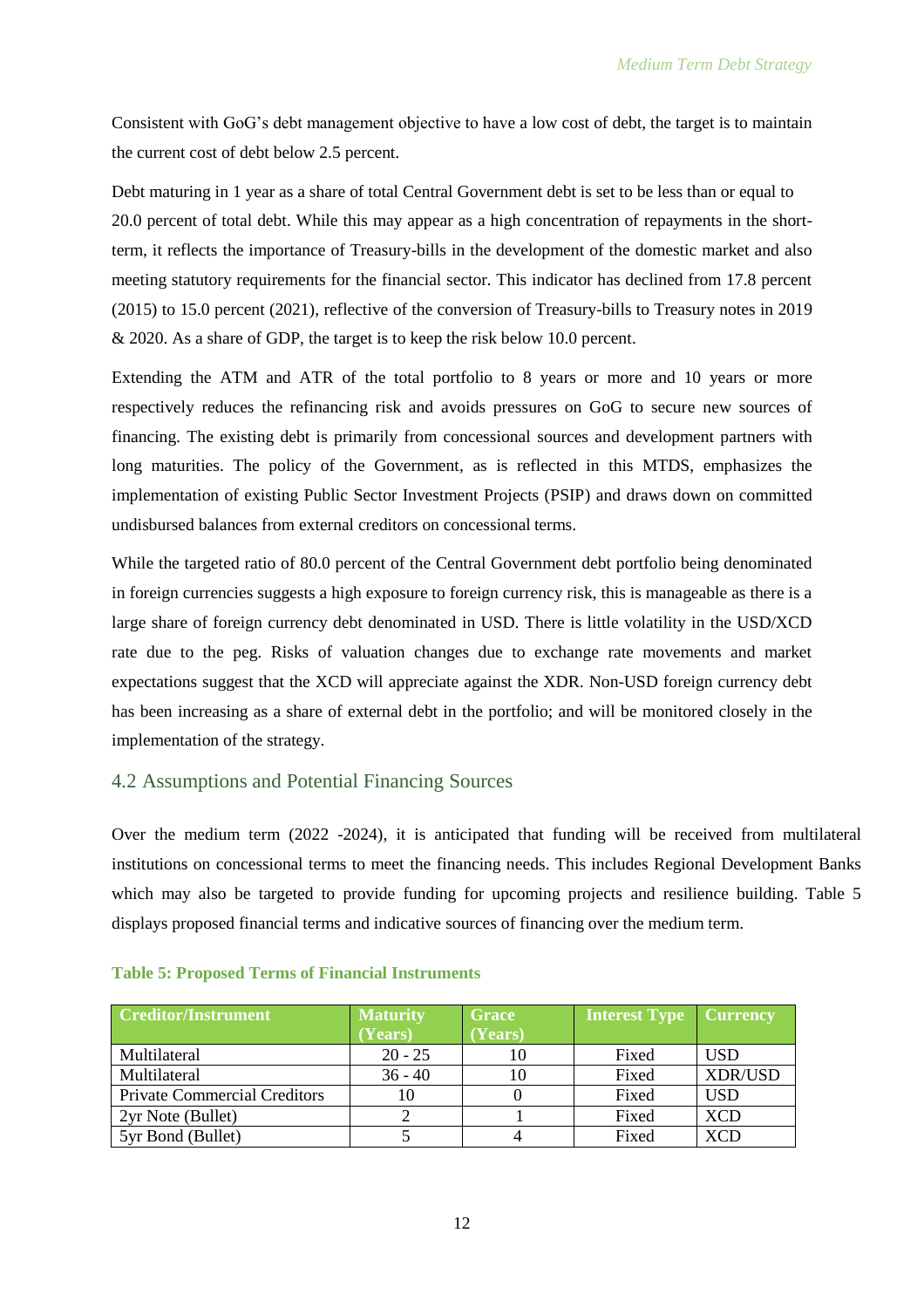Consistent with GoG's debt management objective to have a low cost of debt, the target is to maintain the current cost of debt below 2.5 percent.

Debt maturing in 1 year as a share of total Central Government debt is set to be less than or equal to 20.0 percent of total debt. While this may appear as a high concentration of repayments in the short-term, it reflects the importance of Treasury-bills in the development of the domestic market and also meeting statutory requirements for the financial sector. This indicator has declined from 17.8 percent (2015) to 15.0 percent (2021), reflective of the conversion of Treasury-bills to Treasury notes in 2019 & 2020. As a share of GDP, the target is to keep the risk below 10.0 percent.

Extending the ATM and ATR of the total portfolio to 8 years or more and 10 years or more respectively reduces the refinancing risk and avoids pressures on GoG to secure new sources of financing. The existing debt is primarily from concessional sources and development partners with long maturities. The policy of the Government, as is reflected in this MTDS, emphasizes the implementation of existing Public Sector Investment Projects (PSIP) and draws down on committed undisbursed balances from external creditors on concessional terms.

While the targeted ratio of 80.0 percent of the Central Government debt portfolio being denominated in foreign currencies suggests a high exposure to foreign currency risk, this is manageable as there is a large share of foreign currency debt denominated in USD. There is little volatility in the USD/XCD rate due to the peg. Risks of valuation changes due to exchange rate movements and market expectations suggest that the XCD will appreciate against the XDR. Non-USD foreign currency debt has been increasing as a share of external debt in the portfolio; and will be monitored closely in the implementation of the strategy.

## 4.2 Assumptions and Potential Financing Sources

Over the medium term (2022 -2024), it is anticipated that funding will be received from multilateral institutions on concessional terms to meet the financing needs. This includes Regional Development Banks which may also be targeted to provide funding for upcoming projects and resilience building. Table 5 displays proposed financial terms and indicative sources of financing over the medium term.

**Table 5: Proposed Terms of Financial Instruments**

| Creditor/Instrument | Maturity (Years) | Grace (Years) | Interest Type | Currency |
|---|---|---|---|---|
| Multilateral | 20 - 25 | 10 | Fixed | USD |
| Multilateral | 36 - 40 | 10 | Fixed | XDR/USD |
| Private Commercial Creditors | 10 | 0 | Fixed | USD |
| 2yr Note (Bullet) | 2 | 1 | Fixed | XCD |
| 5yr Bond (Bullet) | 5 | 4 | Fixed | XCD |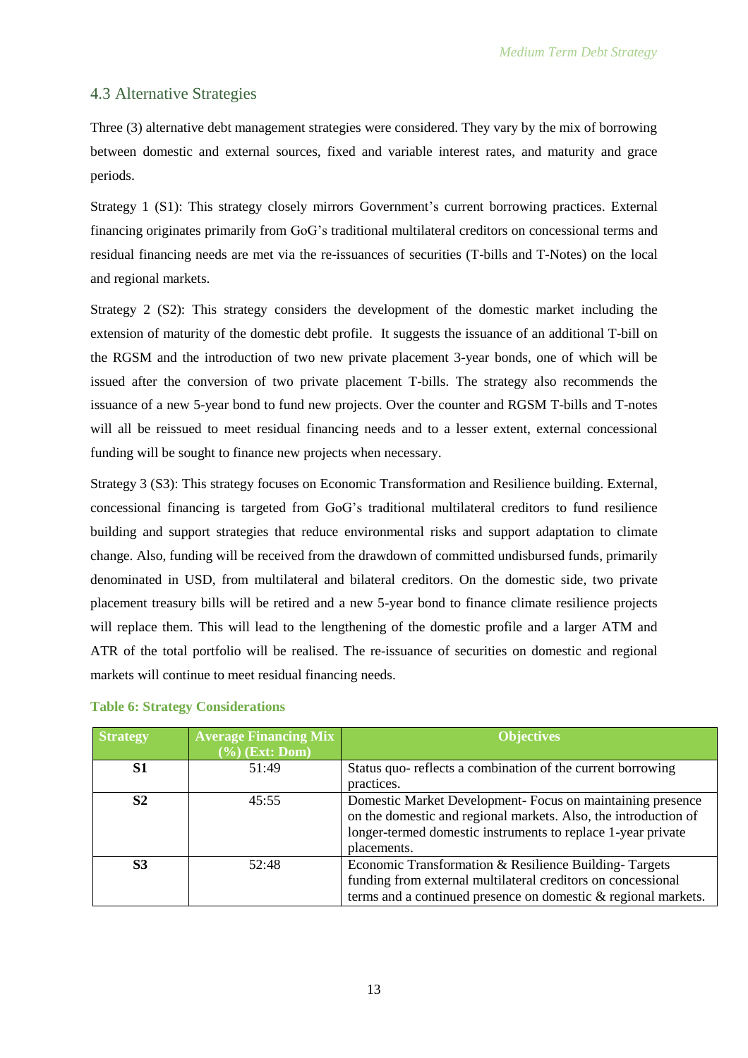## 4.3 Alternative Strategies

Three (3) alternative debt management strategies were considered. They vary by the mix of borrowing between domestic and external sources, fixed and variable interest rates, and maturity and grace periods.

Strategy 1 (S1): This strategy closely mirrors Government's current borrowing practices. External financing originates primarily from GoG's traditional multilateral creditors on concessional terms and residual financing needs are met via the re-issuances of securities (T-bills and T-Notes) on the local and regional markets.

Strategy 2 (S2): This strategy considers the development of the domestic market including the extension of maturity of the domestic debt profile. It suggests the issuance of an additional T-bill on the RGSM and the introduction of two new private placement 3-year bonds, one of which will be issued after the conversion of two private placement T-bills. The strategy also recommends the issuance of a new 5-year bond to fund new projects. Over the counter and RGSM T-bills and T-notes will all be reissued to meet residual financing needs and to a lesser extent, external concessional funding will be sought to finance new projects when necessary.

Strategy 3 (S3): This strategy focuses on Economic Transformation and Resilience building. External, concessional financing is targeted from GoG's traditional multilateral creditors to fund resilience building and support strategies that reduce environmental risks and support adaptation to climate change. Also, funding will be received from the drawdown of committed undisbursed funds, primarily denominated in USD, from multilateral and bilateral creditors. On the domestic side, two private placement treasury bills will be retired and a new 5-year bond to finance climate resilience projects will replace them. This will lead to the lengthening of the domestic profile and a larger ATM and ATR of the total portfolio will be realised. The re-issuance of securities on domestic and regional markets will continue to meet residual financing needs.

**Table 6: Strategy Considerations**

| Strategy | Average Financing Mix (%) (Ext: Dom) | Objectives |
|---|---|---|
| **S1** | 51:49 | Status quo- reflects a combination of the current borrowing practices. |
| **S2** | 45:55 | Domestic Market Development- Focus on maintaining presence on the domestic and regional markets. Also, the introduction of longer-termed domestic instruments to replace 1-year private placements. |
| **S3** | 52:48 | Economic Transformation & Resilience Building- Targets funding from external multilateral creditors on concessional terms and a continued presence on domestic & regional markets. |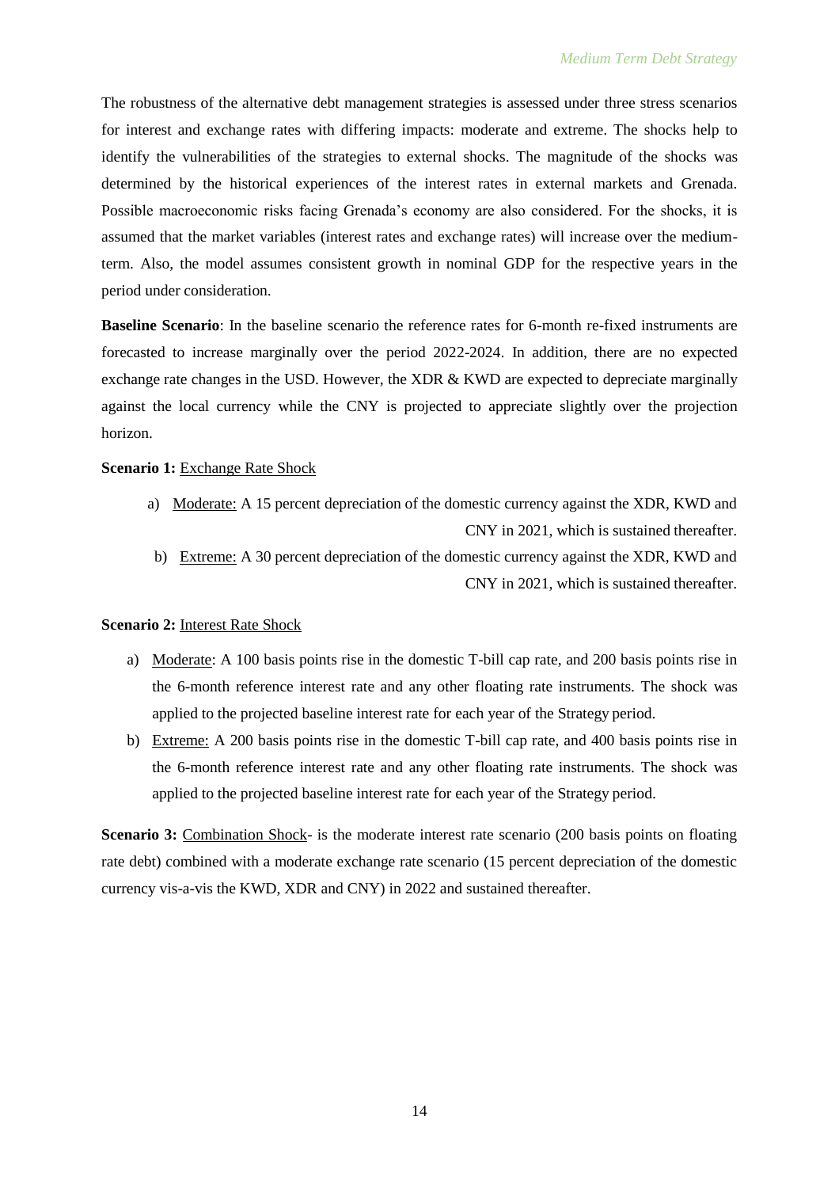The robustness of the alternative debt management strategies is assessed under three stress scenarios for interest and exchange rates with differing impacts: moderate and extreme. The shocks help to identify the vulnerabilities of the strategies to external shocks. The magnitude of the shocks was determined by the historical experiences of the interest rates in external markets and Grenada. Possible macroeconomic risks facing Grenada's economy are also considered. For the shocks, it is assumed that the market variables (interest rates and exchange rates) will increase over the medium-term. Also, the model assumes consistent growth in nominal GDP for the respective years in the period under consideration.

**Baseline Scenario**: In the baseline scenario the reference rates for 6-month re-fixed instruments are forecasted to increase marginally over the period 2022-2024. In addition, there are no expected exchange rate changes in the USD. However, the XDR & KWD are expected to depreciate marginally against the local currency while the CNY is projected to appreciate slightly over the projection horizon.

**Scenario 1:** Exchange Rate Shock

a) Moderate: A 15 percent depreciation of the domestic currency against the XDR, KWD and CNY in 2021, which is sustained thereafter.

b) Extreme: A 30 percent depreciation of the domestic currency against the XDR, KWD and CNY in 2021, which is sustained thereafter.

**Scenario 2:** Interest Rate Shock

a) Moderate: A 100 basis points rise in the domestic T-bill cap rate, and 200 basis points rise in the 6-month reference interest rate and any other floating rate instruments. The shock was applied to the projected baseline interest rate for each year of the Strategy period.

b) Extreme: A 200 basis points rise in the domestic T-bill cap rate, and 400 basis points rise in the 6-month reference interest rate and any other floating rate instruments. The shock was applied to the projected baseline interest rate for each year of the Strategy period.

**Scenario 3:** Combination Shock- is the moderate interest rate scenario (200 basis points on floating rate debt) combined with a moderate exchange rate scenario (15 percent depreciation of the domestic currency vis-a-vis the KWD, XDR and CNY) in 2022 and sustained thereafter.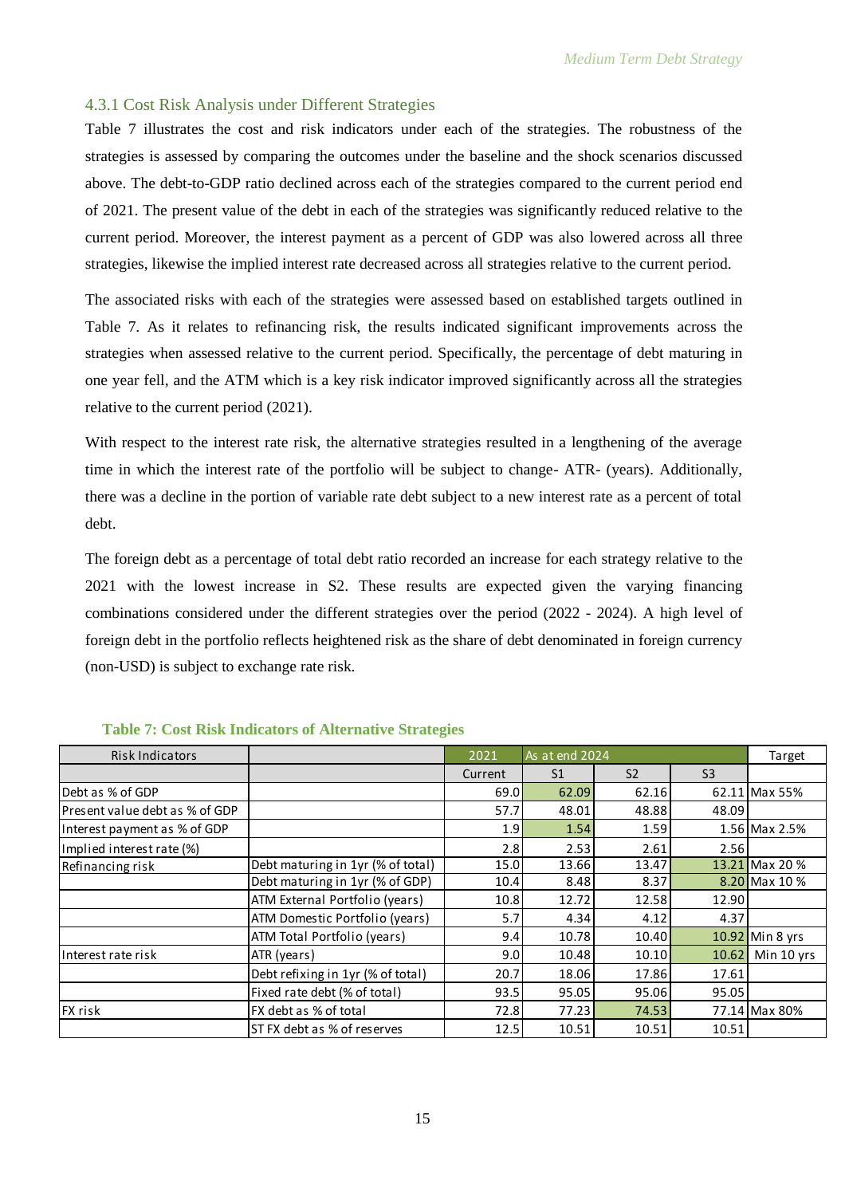### 4.3.1 Cost Risk Analysis under Different Strategies

Table 7 illustrates the cost and risk indicators under each of the strategies. The robustness of the strategies is assessed by comparing the outcomes under the baseline and the shock scenarios discussed above. The debt-to-GDP ratio declined across each of the strategies compared to the current period end of 2021. The present value of the debt in each of the strategies was significantly reduced relative to the current period. Moreover, the interest payment as a percent of GDP was also lowered across all three strategies, likewise the implied interest rate decreased across all strategies relative to the current period.

The associated risks with each of the strategies were assessed based on established targets outlined in Table 7. As it relates to refinancing risk, the results indicated significant improvements across the strategies when assessed relative to the current period. Specifically, the percentage of debt maturing in one year fell, and the ATM which is a key risk indicator improved significantly across all the strategies relative to the current period (2021).

With respect to the interest rate risk, the alternative strategies resulted in a lengthening of the average time in which the interest rate of the portfolio will be subject to change- ATR- (years). Additionally, there was a decline in the portion of variable rate debt subject to a new interest rate as a percent of total debt.

The foreign debt as a percentage of total debt ratio recorded an increase for each strategy relative to the 2021 with the lowest increase in S2. These results are expected given the varying financing combinations considered under the different strategies over the period (2022 - 2024). A high level of foreign debt in the portfolio reflects heightened risk as the share of debt denominated in foreign currency (non-USD) is subject to exchange rate risk.

**Table 7: Cost Risk Indicators of Alternative Strategies**

| Risk Indicators | | 2021 | As at end 2024 | | | Target |
|---|---|---|---|---|---|---|
| | | Current | S1 | S2 | S3 | |
| Debt as % of GDP | | 69.0 | 62.09 | 62.16 | 62.11 | Max 55% |
| Present value debt as % of GDP | | 57.7 | 48.01 | 48.88 | 48.09 | |
| Interest payment as % of GDP | | 1.9 | 1.54 | 1.59 | 1.56 | Max 2.5% |
| Implied interest rate (%) | | 2.8 | 2.53 | 2.61 | 2.56 | |
| Refinancing risk | Debt maturing in 1yr (% of total) | 15.0 | 13.66 | 13.47 | 13.21 | Max 20 % |
| | Debt maturing in 1yr (% of GDP) | 10.4 | 8.48 | 8.37 | 8.20 | Max 10 % |
| | ATM External Portfolio (years) | 10.8 | 12.72 | 12.58 | 12.90 | |
| | ATM Domestic Portfolio (years) | 5.7 | 4.34 | 4.12 | 4.37 | |
| | ATM Total Portfolio (years) | 9.4 | 10.78 | 10.40 | 10.92 | Min 8 yrs |
| Interest rate risk | ATR (years) | 9.0 | 10.48 | 10.10 | 10.62 | Min 10 yrs |
| | Debt refixing in 1yr (% of total) | 20.7 | 18.06 | 17.86 | 17.61 | |
| | Fixed rate debt (% of total) | 93.5 | 95.05 | 95.06 | 95.05 | |
| FX risk | FX debt as % of total | 72.8 | 77.23 | 74.53 | 77.14 | Max 80% |
| | ST FX debt as % of reserves | 12.5 | 10.51 | 10.51 | 10.51 | |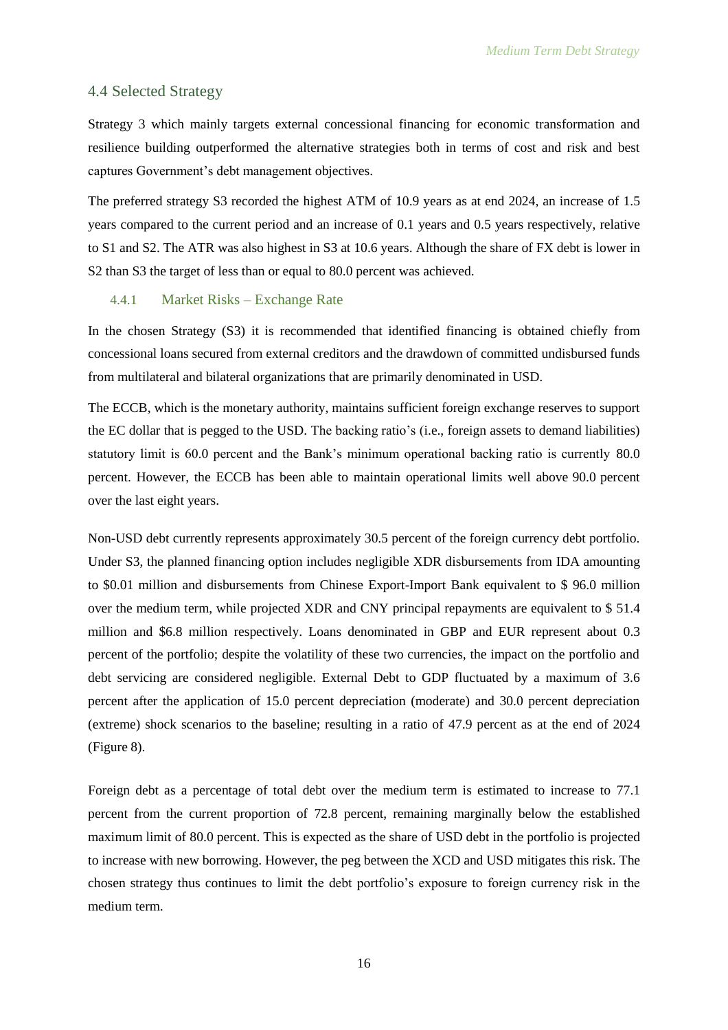## 4.4 Selected Strategy

Strategy 3 which mainly targets external concessional financing for economic transformation and resilience building outperformed the alternative strategies both in terms of cost and risk and best captures Government's debt management objectives.

The preferred strategy S3 recorded the highest ATM of 10.9 years as at end 2024, an increase of 1.5 years compared to the current period and an increase of 0.1 years and 0.5 years respectively, relative to S1 and S2. The ATR was also highest in S3 at 10.6 years. Although the share of FX debt is lower in S2 than S3 the target of less than or equal to 80.0 percent was achieved.

### 4.4.1 Market Risks – Exchange Rate

In the chosen Strategy (S3) it is recommended that identified financing is obtained chiefly from concessional loans secured from external creditors and the drawdown of committed undisbursed funds from multilateral and bilateral organizations that are primarily denominated in USD.

The ECCB, which is the monetary authority, maintains sufficient foreign exchange reserves to support the EC dollar that is pegged to the USD. The backing ratio's (i.e., foreign assets to demand liabilities) statutory limit is 60.0 percent and the Bank's minimum operational backing ratio is currently 80.0 percent. However, the ECCB has been able to maintain operational limits well above 90.0 percent over the last eight years.

Non-USD debt currently represents approximately 30.5 percent of the foreign currency debt portfolio. Under S3, the planned financing option includes negligible XDR disbursements from IDA amounting to $0.01 million and disbursements from Chinese Export-Import Bank equivalent to $ 96.0 million over the medium term, while projected XDR and CNY principal repayments are equivalent to $ 51.4 million and $6.8 million respectively. Loans denominated in GBP and EUR represent about 0.3 percent of the portfolio; despite the volatility of these two currencies, the impact on the portfolio and debt servicing are considered negligible. External Debt to GDP fluctuated by a maximum of 3.6 percent after the application of 15.0 percent depreciation (moderate) and 30.0 percent depreciation (extreme) shock scenarios to the baseline; resulting in a ratio of 47.9 percent as at the end of 2024 (Figure 8).

Foreign debt as a percentage of total debt over the medium term is estimated to increase to 77.1 percent from the current proportion of 72.8 percent, remaining marginally below the established maximum limit of 80.0 percent. This is expected as the share of USD debt in the portfolio is projected to increase with new borrowing. However, the peg between the XCD and USD mitigates this risk. The chosen strategy thus continues to limit the debt portfolio's exposure to foreign currency risk in the medium term.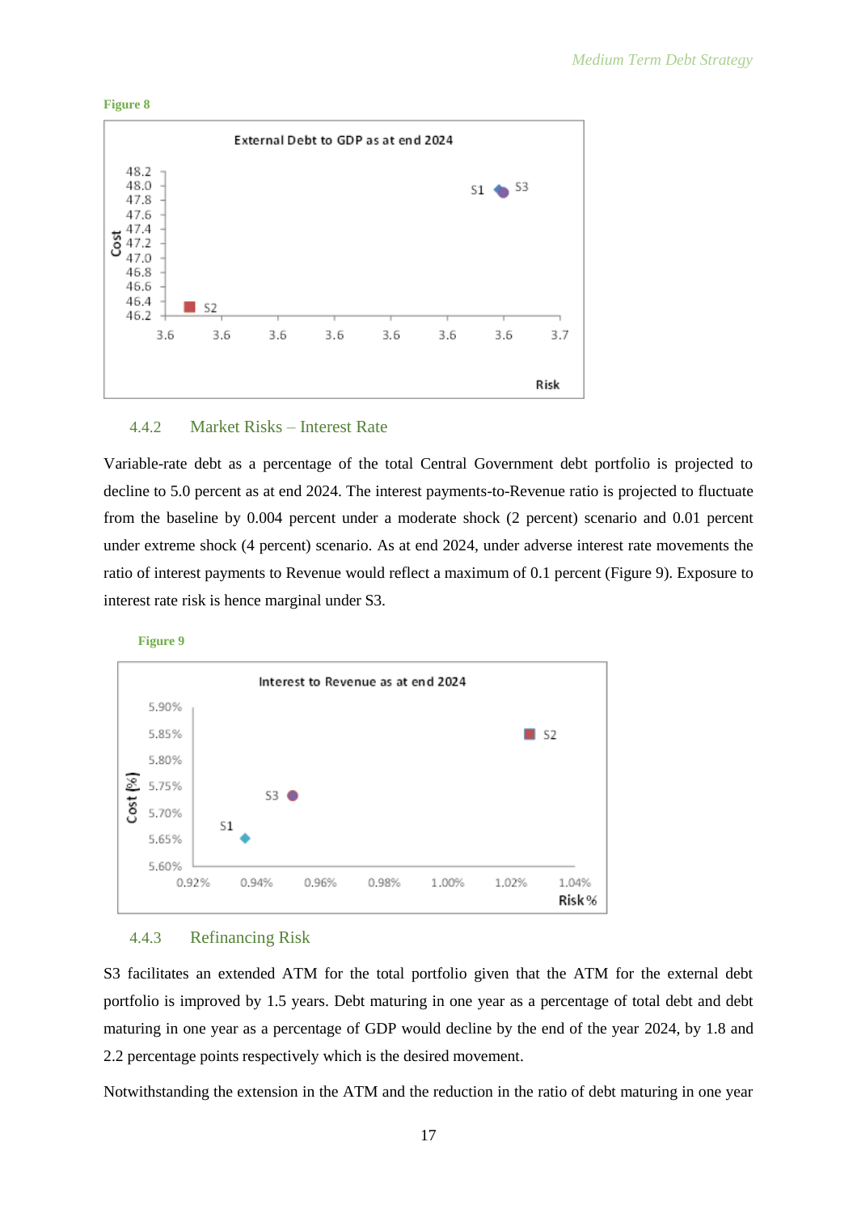Figure 8

External Debt to GDP as at end 2024

4.4.2 Market Risks – Interest Rate

Variable-rate debt as a percentage of the total Central Government debt portfolio is projected to decline to 5.0 percent as at end 2024. The interest payments-to-Revenue ratio is projected to fluctuate from the baseline by 0.004 percent under a moderate shock (2 percent) scenario and 0.01 percent under extreme shock (4 percent) scenario. As at end 2024, under adverse interest rate movements the ratio of interest payments to Revenue would reflect a maximum of 0.1 percent (Figure 9). Exposure to interest rate risk is hence marginal under S3.

Figure 9

Interest to Revenue as at end 2024

4.4.3 Refinancing Risk

S3 facilitates an extended ATM for the total portfolio given that the ATM for the external debt portfolio is improved by 1.5 years. Debt maturing in one year as a percentage of total debt and debt maturing in one year as a percentage of GDP would decline by the end of the year 2024, by 1.8 and 2.2 percentage points respectively which is the desired movement.

Notwithstanding the extension in the ATM and the reduction in the ratio of debt maturing in one year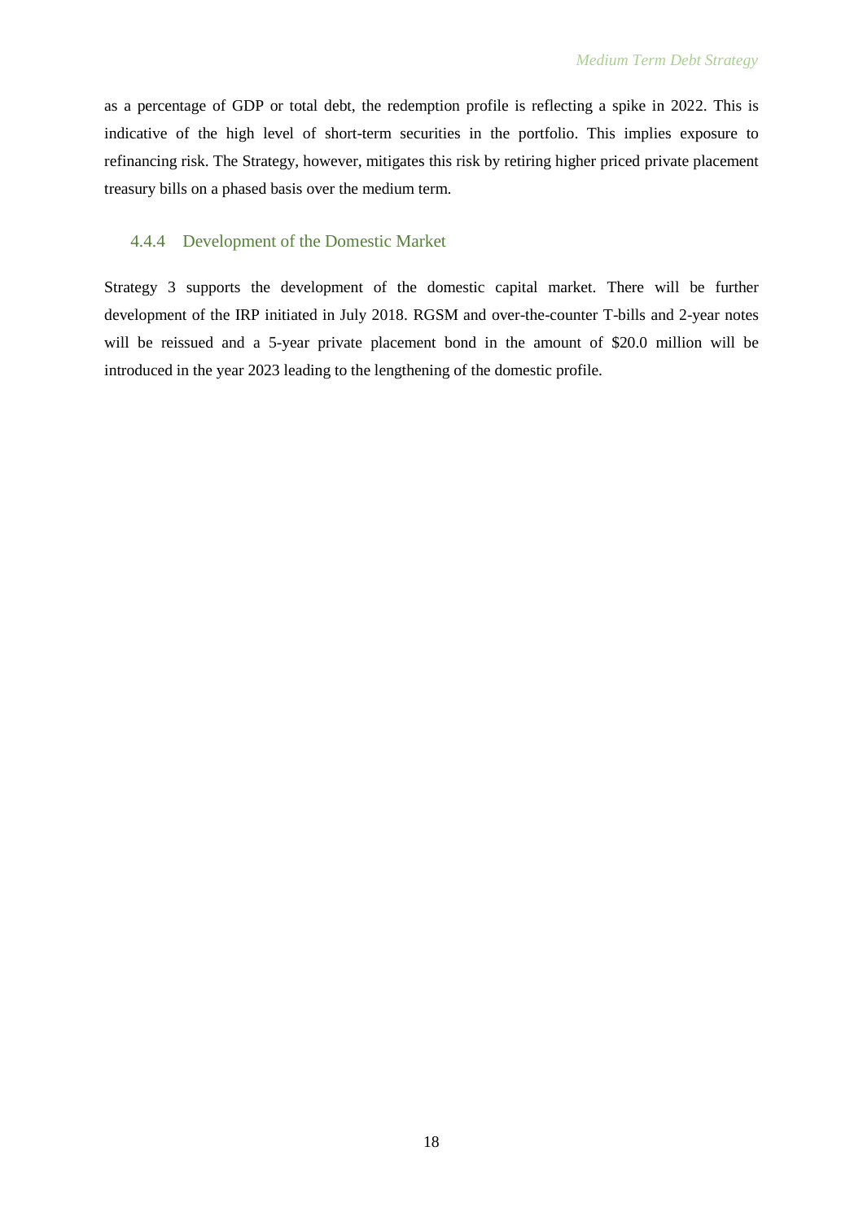as a percentage of GDP or total debt, the redemption profile is reflecting a spike in 2022. This is indicative of the high level of short-term securities in the portfolio. This implies exposure to refinancing risk. The Strategy, however, mitigates this risk by retiring higher priced private placement treasury bills on a phased basis over the medium term.

### 4.4.4 Development of the Domestic Market

Strategy 3 supports the development of the domestic capital market. There will be further development of the IRP initiated in July 2018. RGSM and over-the-counter T-bills and 2-year notes will be reissued and a 5-year private placement bond in the amount of $20.0 million will be introduced in the year 2023 leading to the lengthening of the domestic profile.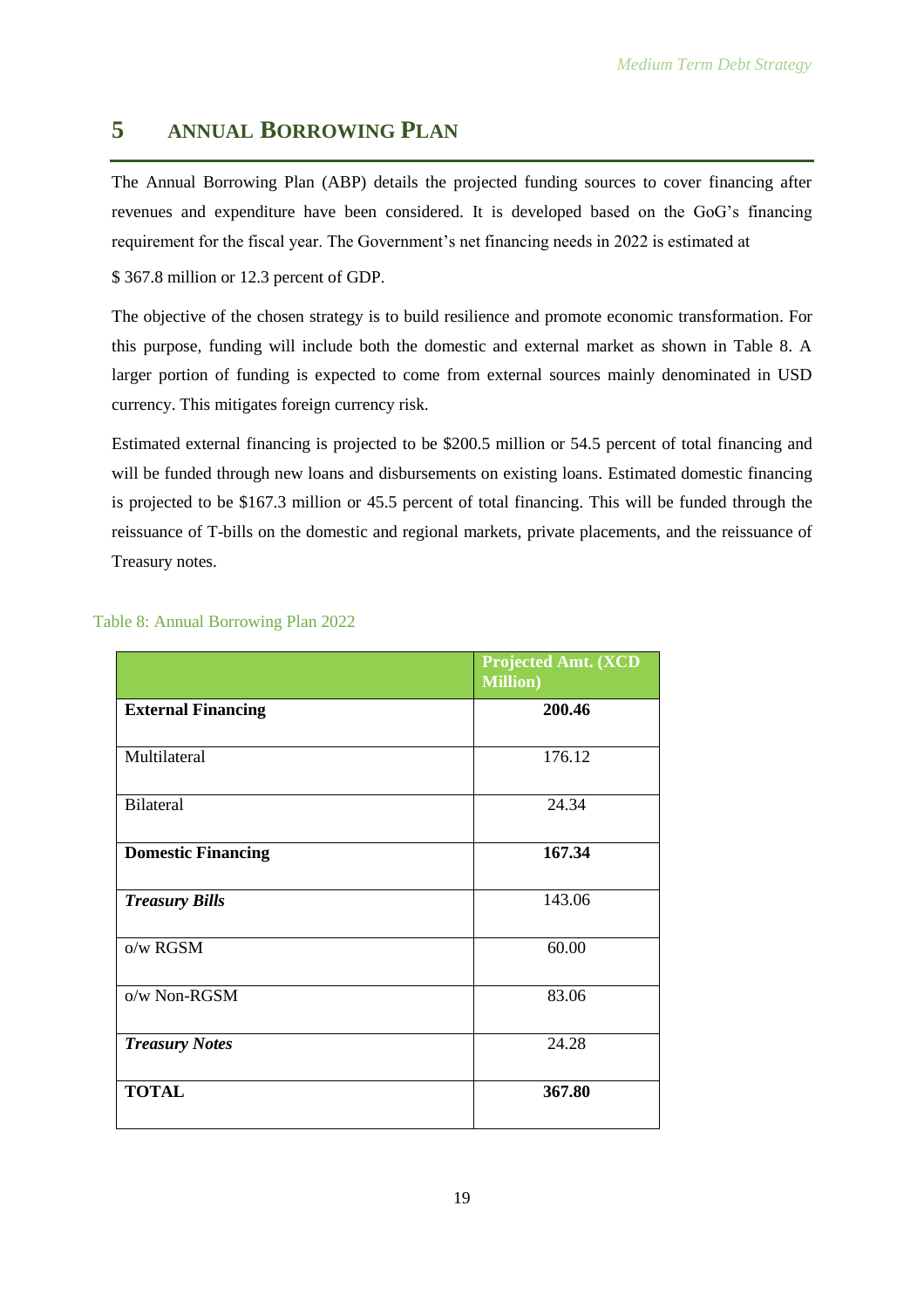# 5 ANNUAL BORROWING PLAN

The Annual Borrowing Plan (ABP) details the projected funding sources to cover financing after revenues and expenditure have been considered. It is developed based on the GoG's financing requirement for the fiscal year. The Government's net financing needs in 2022 is estimated at

$ 367.8 million or 12.3 percent of GDP.

The objective of the chosen strategy is to build resilience and promote economic transformation. For this purpose, funding will include both the domestic and external market as shown in Table 8. A larger portion of funding is expected to come from external sources mainly denominated in USD currency. This mitigates foreign currency risk.

Estimated external financing is projected to be $200.5 million or 54.5 percent of total financing and will be funded through new loans and disbursements on existing loans. Estimated domestic financing is projected to be $167.3 million or 45.5 percent of total financing. This will be funded through the reissuance of T-bills on the domestic and regional markets, private placements, and the reissuance of Treasury notes.

Table 8: Annual Borrowing Plan 2022

| | Projected Amt. (XCD Million) |
|---|---|
| **External Financing** | **200.46** |
| Multilateral | 176.12 |
| Bilateral | 24.34 |
| **Domestic Financing** | **167.34** |
| ***Treasury Bills*** | 143.06 |
| o/w RGSM | 60.00 |
| o/w Non-RGSM | 83.06 |
| ***Treasury Notes*** | 24.28 |
| **TOTAL** | **367.80** |